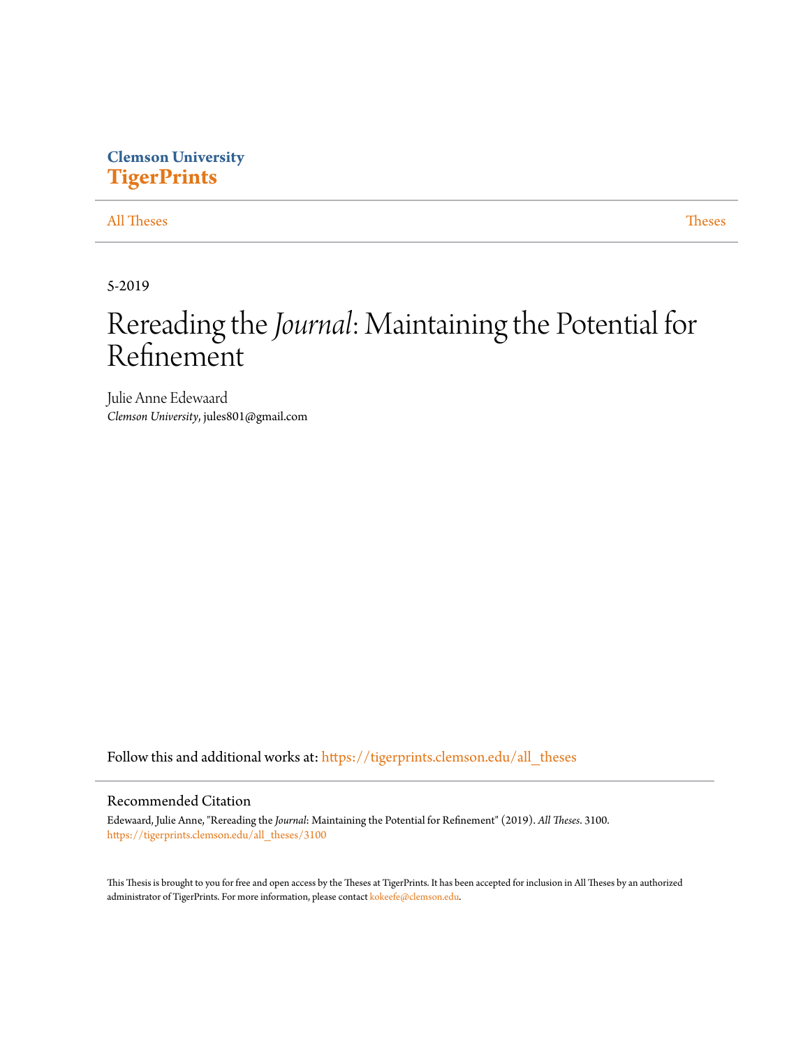Clemson University
**TigerPrints**

All Theses | Theses

5-2019

# Rereading the *Journal*: Maintaining the Potential for Refinement

Julie Anne Edewaard
*Clemson University*, jules801@gmail.com

Follow this and additional works at: https://tigerprints.clemson.edu/all_theses

## Recommended Citation

Edewaard, Julie Anne, "Rereading the *Journal*: Maintaining the Potential for Refinement" (2019). *All Theses*. 3100.
https://tigerprints.clemson.edu/all_theses/3100

This Thesis is brought to you for free and open access by the Theses at TigerPrints. It has been accepted for inclusion in All Theses by an authorized administrator of TigerPrints. For more information, please contact kokeefe@clemson.edu.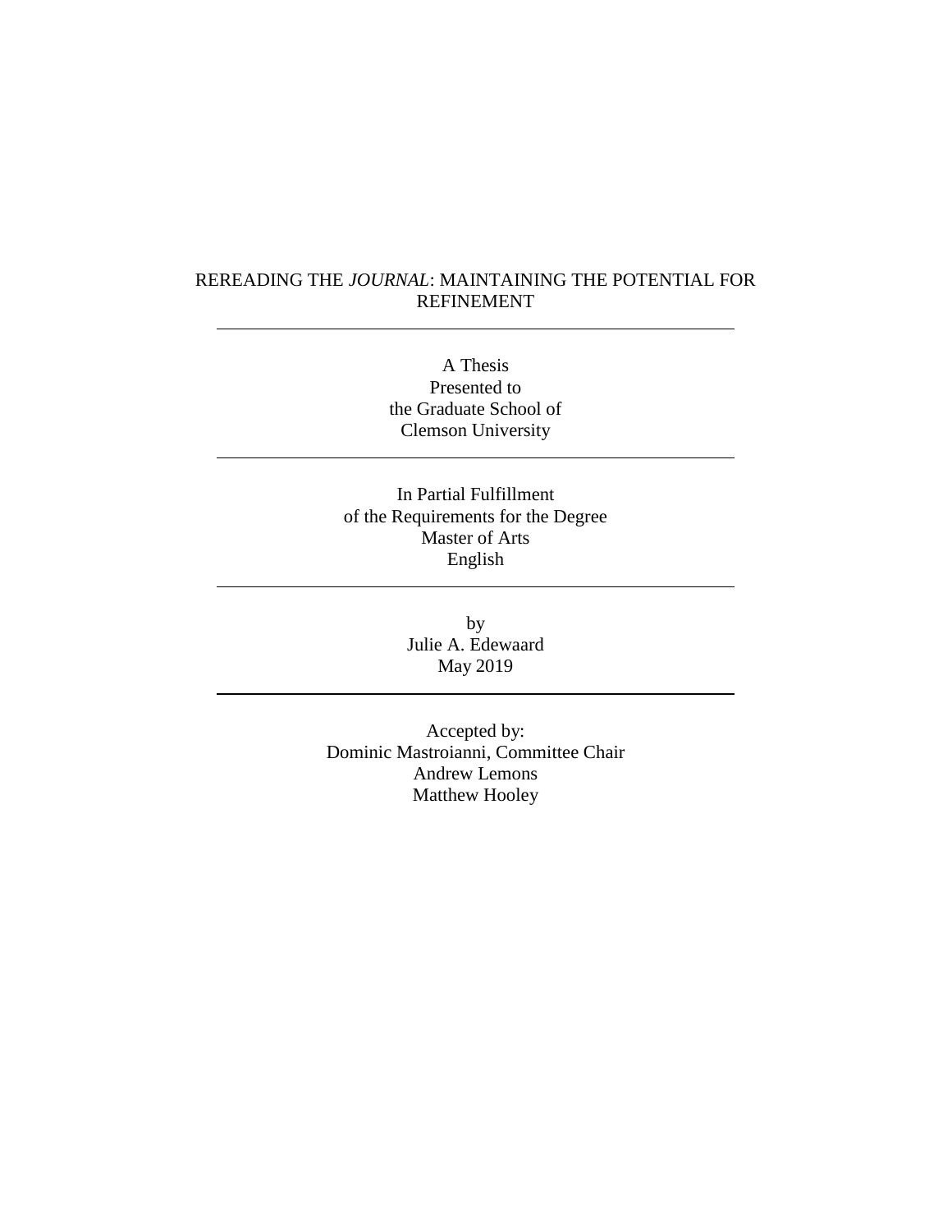# REREADING THE *JOURNAL*: MAINTAINING THE POTENTIAL FOR REFINEMENT

---

A Thesis
Presented to
the Graduate School of
Clemson University

---

In Partial Fulfillment
of the Requirements for the Degree
Master of Arts
English

---

by
Julie A. Edewaard
May 2019

---

Accepted by:
Dominic Mastroianni, Committee Chair
Andrew Lemons
Matthew Hooley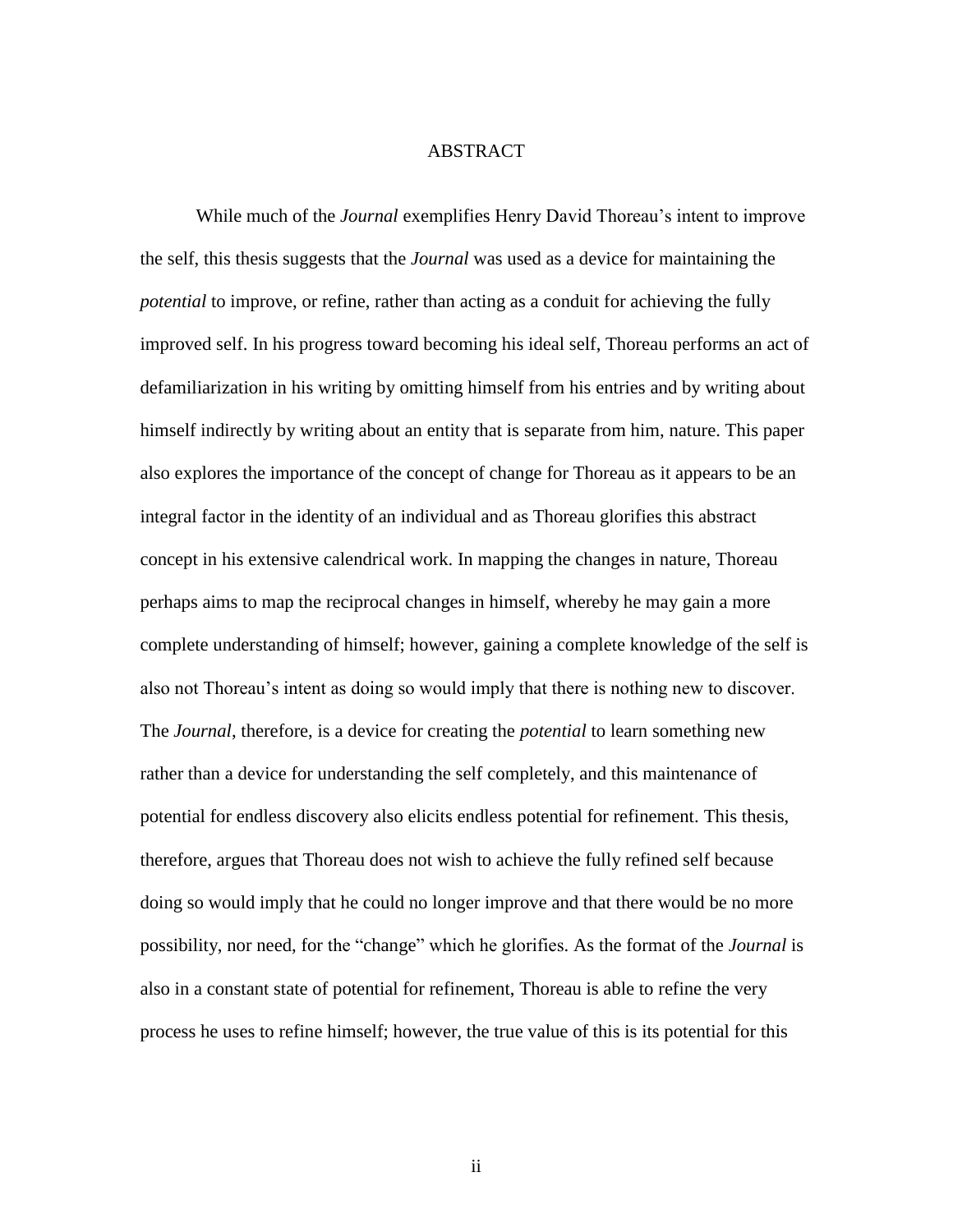# ABSTRACT

While much of the *Journal* exemplifies Henry David Thoreau's intent to improve the self, this thesis suggests that the *Journal* was used as a device for maintaining the *potential* to improve, or refine, rather than acting as a conduit for achieving the fully improved self. In his progress toward becoming his ideal self, Thoreau performs an act of defamiliarization in his writing by omitting himself from his entries and by writing about himself indirectly by writing about an entity that is separate from him, nature. This paper also explores the importance of the concept of change for Thoreau as it appears to be an integral factor in the identity of an individual and as Thoreau glorifies this abstract concept in his extensive calendrical work. In mapping the changes in nature, Thoreau perhaps aims to map the reciprocal changes in himself, whereby he may gain a more complete understanding of himself; however, gaining a complete knowledge of the self is also not Thoreau's intent as doing so would imply that there is nothing new to discover. The *Journal*, therefore, is a device for creating the *potential* to learn something new rather than a device for understanding the self completely, and this maintenance of potential for endless discovery also elicits endless potential for refinement. This thesis, therefore, argues that Thoreau does not wish to achieve the fully refined self because doing so would imply that he could no longer improve and that there would be no more possibility, nor need, for the "change" which he glorifies. As the format of the *Journal* is also in a constant state of potential for refinement, Thoreau is able to refine the very process he uses to refine himself; however, the true value of this is its potential for this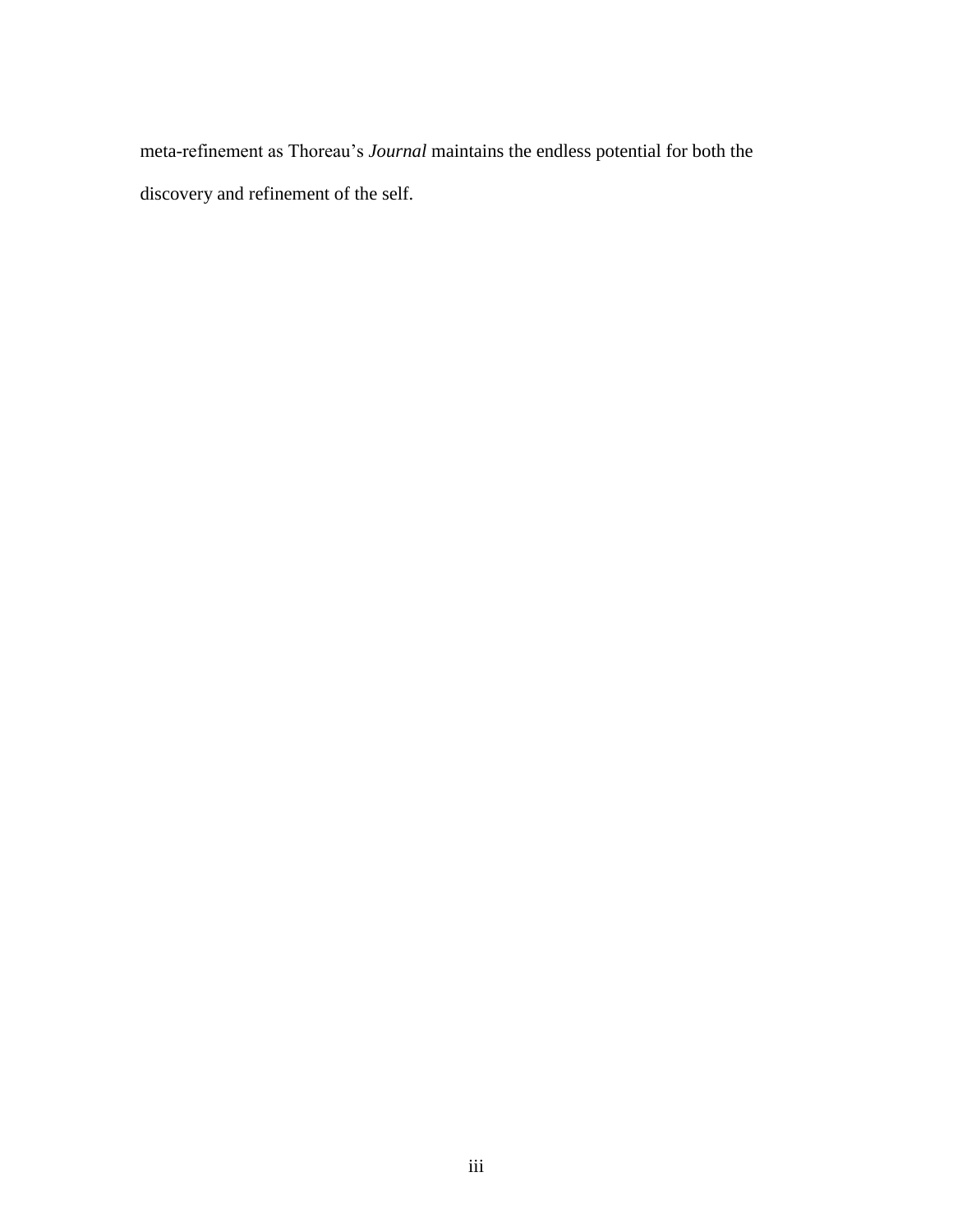meta-refinement as Thoreau's *Journal* maintains the endless potential for both the discovery and refinement of the self.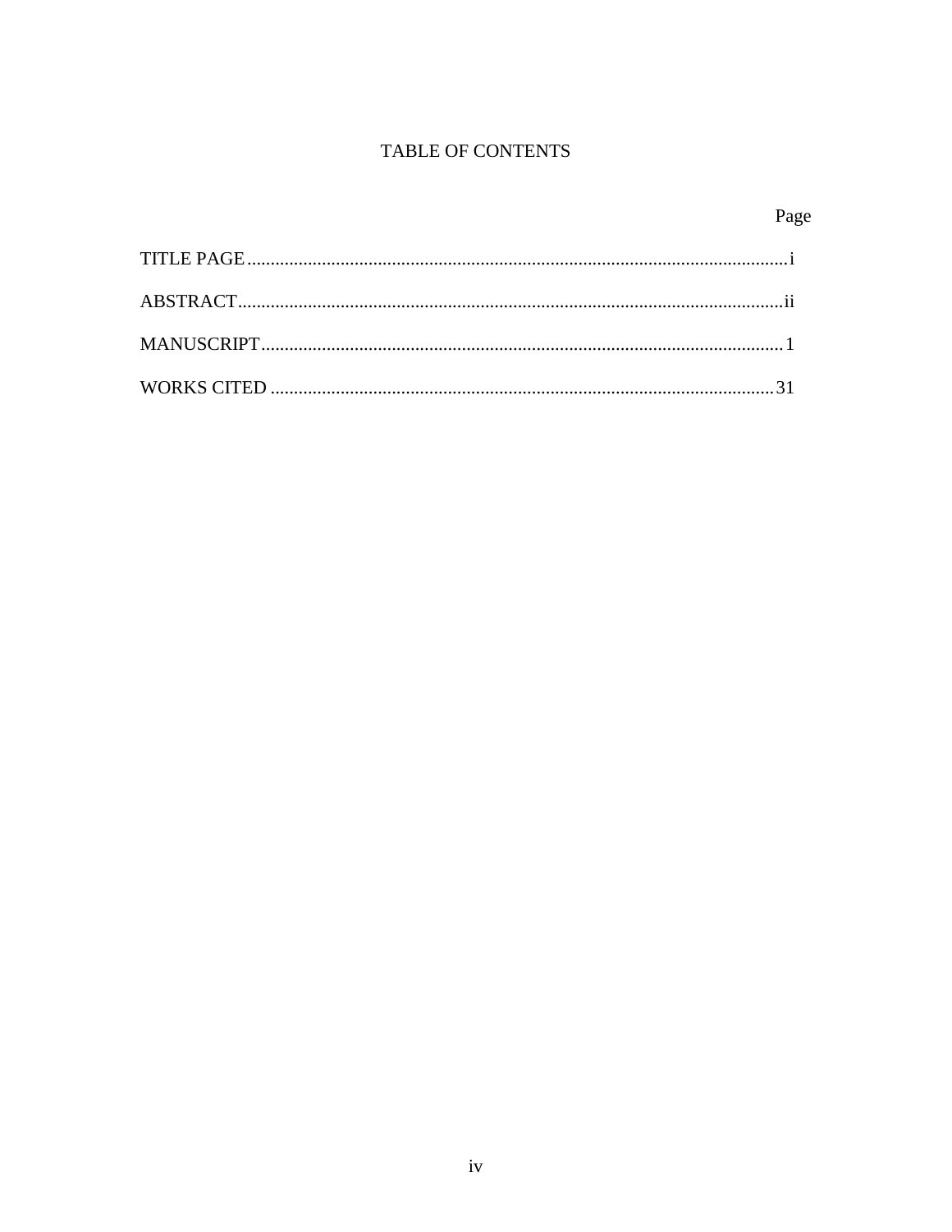# TABLE OF CONTENTS

| | Page |
|---|---|
| TITLE PAGE | i |
| ABSTRACT | ii |
| MANUSCRIPT | 1 |
| WORKS CITED | 31 |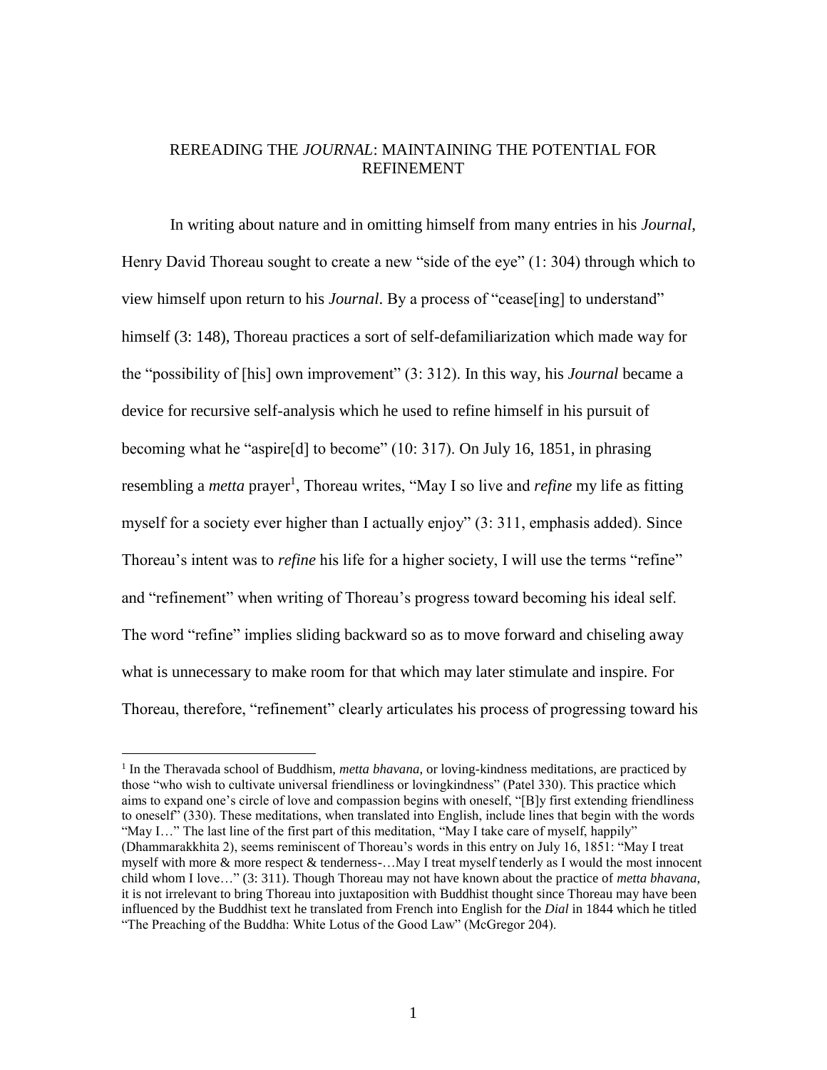# REREADING THE *JOURNAL*: MAINTAINING THE POTENTIAL FOR REFINEMENT

In writing about nature and in omitting himself from many entries in his *Journal*, Henry David Thoreau sought to create a new "side of the eye" (1: 304) through which to view himself upon return to his *Journal*. By a process of "cease[ing] to understand" himself (3: 148), Thoreau practices a sort of self-defamiliarization which made way for the "possibility of [his] own improvement" (3: 312). In this way, his *Journal* became a device for recursive self-analysis which he used to refine himself in his pursuit of becoming what he "aspire[d] to become" (10: 317). On July 16, 1851, in phrasing resembling a *metta* prayer[1], Thoreau writes, "May I so live and *refine* my life as fitting myself for a society ever higher than I actually enjoy" (3: 311, emphasis added). Since Thoreau's intent was to *refine* his life for a higher society, I will use the terms "refine" and "refinement" when writing of Thoreau's progress toward becoming his ideal self. The word "refine" implies sliding backward so as to move forward and chiseling away what is unnecessary to make room for that which may later stimulate and inspire. For Thoreau, therefore, "refinement" clearly articulates his process of progressing toward his

---

[1] In the Theravada school of Buddhism, *metta bhavana*, or loving-kindness meditations, are practiced by those "who wish to cultivate universal friendliness or lovingkindness" (Patel 330). This practice which aims to expand one's circle of love and compassion begins with oneself, "[B]y first extending friendliness to oneself" (330). These meditations, when translated into English, include lines that begin with the words "May I…" The last line of the first part of this meditation, "May I take care of myself, happily" (Dhammarakkhita 2), seems reminiscent of Thoreau's words in this entry on July 16, 1851: "May I treat myself with more & more respect & tenderness-…May I treat myself tenderly as I would the most innocent child whom I love…" (3: 311). Though Thoreau may not have known about the practice of *metta bhavana*, it is not irrelevant to bring Thoreau into juxtaposition with Buddhist thought since Thoreau may have been influenced by the Buddhist text he translated from French into English for the *Dial* in 1844 which he titled "The Preaching of the Buddha: White Lotus of the Good Law" (McGregor 204).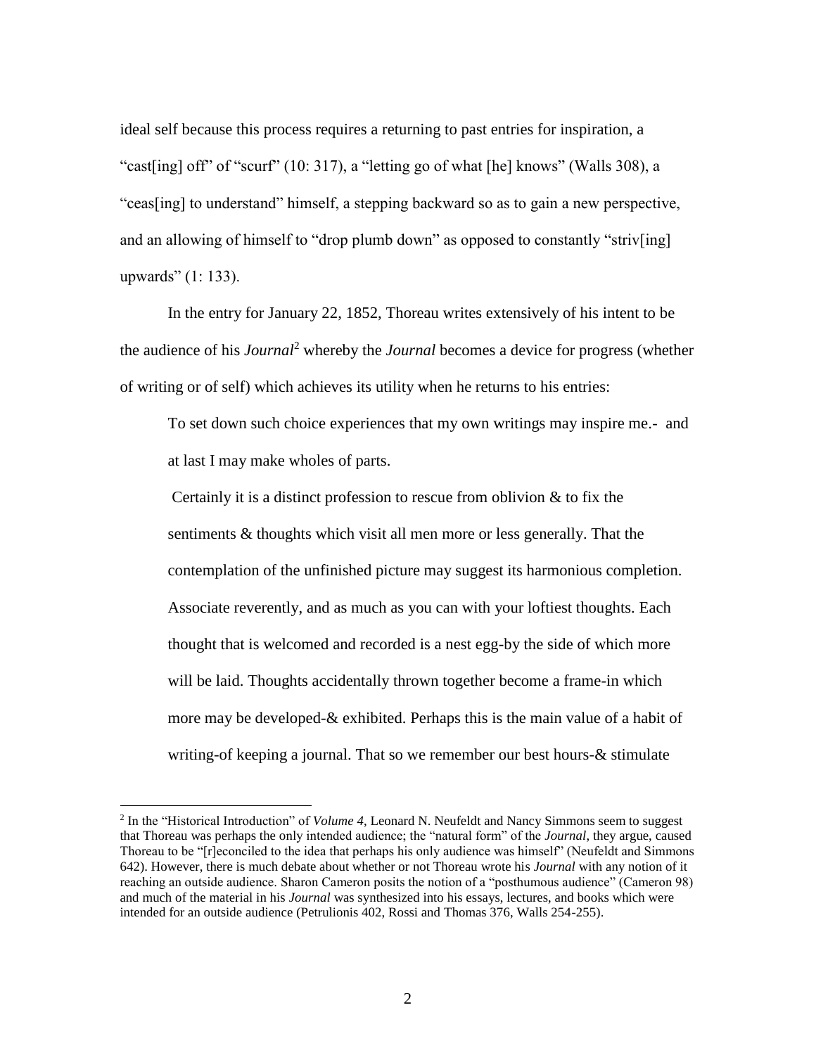ideal self because this process requires a returning to past entries for inspiration, a "cast[ing] off" of "scurf" (10: 317), a "letting go of what [he] knows" (Walls 308), a "ceas[ing] to understand" himself, a stepping backward so as to gain a new perspective, and an allowing of himself to "drop plumb down" as opposed to constantly "striv[ing] upwards" (1: 133).

In the entry for January 22, 1852, Thoreau writes extensively of his intent to be the audience of his *Journal*[2] whereby the *Journal* becomes a device for progress (whether of writing or of self) which achieves its utility when he returns to his entries:

> To set down such choice experiences that my own writings may inspire me.- and at last I may make wholes of parts.
>
> Certainly it is a distinct profession to rescue from oblivion & to fix the sentiments & thoughts which visit all men more or less generally. That the contemplation of the unfinished picture may suggest its harmonious completion. Associate reverently, and as much as you can with your loftiest thoughts. Each thought that is welcomed and recorded is a nest egg-by the side of which more will be laid. Thoughts accidentally thrown together become a frame-in which more may be developed-& exhibited. Perhaps this is the main value of a habit of writing-of keeping a journal. That so we remember our best hours-& stimulate

[2] In the "Historical Introduction" of *Volume 4*, Leonard N. Neufeldt and Nancy Simmons seem to suggest that Thoreau was perhaps the only intended audience; the "natural form" of the *Journal*, they argue, caused Thoreau to be "[r]econciled to the idea that perhaps his only audience was himself" (Neufeldt and Simmons 642). However, there is much debate about whether or not Thoreau wrote his *Journal* with any notion of it reaching an outside audience. Sharon Cameron posits the notion of a "posthumous audience" (Cameron 98) and much of the material in his *Journal* was synthesized into his essays, lectures, and books which were intended for an outside audience (Petrulionis 402, Rossi and Thomas 376, Walls 254-255).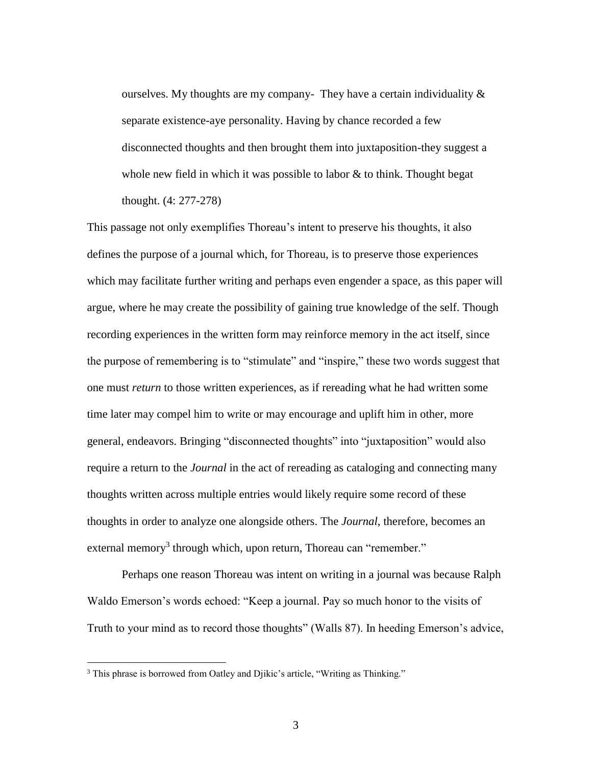> ourselves. My thoughts are my company- They have a certain individuality & separate existence-aye personality. Having by chance recorded a few disconnected thoughts and then brought them into juxtaposition-they suggest a whole new field in which it was possible to labor & to think. Thought begat thought. (4: 277-278)

This passage not only exemplifies Thoreau's intent to preserve his thoughts, it also defines the purpose of a journal which, for Thoreau, is to preserve those experiences which may facilitate further writing and perhaps even engender a space, as this paper will argue, where he may create the possibility of gaining true knowledge of the self. Though recording experiences in the written form may reinforce memory in the act itself, since the purpose of remembering is to "stimulate" and "inspire," these two words suggest that one must *return* to those written experiences, as if rereading what he had written some time later may compel him to write or may encourage and uplift him in other, more general, endeavors. Bringing "disconnected thoughts" into "juxtaposition" would also require a return to the *Journal* in the act of rereading as cataloging and connecting many thoughts written across multiple entries would likely require some record of these thoughts in order to analyze one alongside others. The *Journal*, therefore, becomes an external memory[3] through which, upon return, Thoreau can "remember."

Perhaps one reason Thoreau was intent on writing in a journal was because Ralph Waldo Emerson's words echoed: "Keep a journal. Pay so much honor to the visits of Truth to your mind as to record those thoughts" (Walls 87). In heeding Emerson's advice,

[3] This phrase is borrowed from Oatley and Djikic's article, "Writing as Thinking."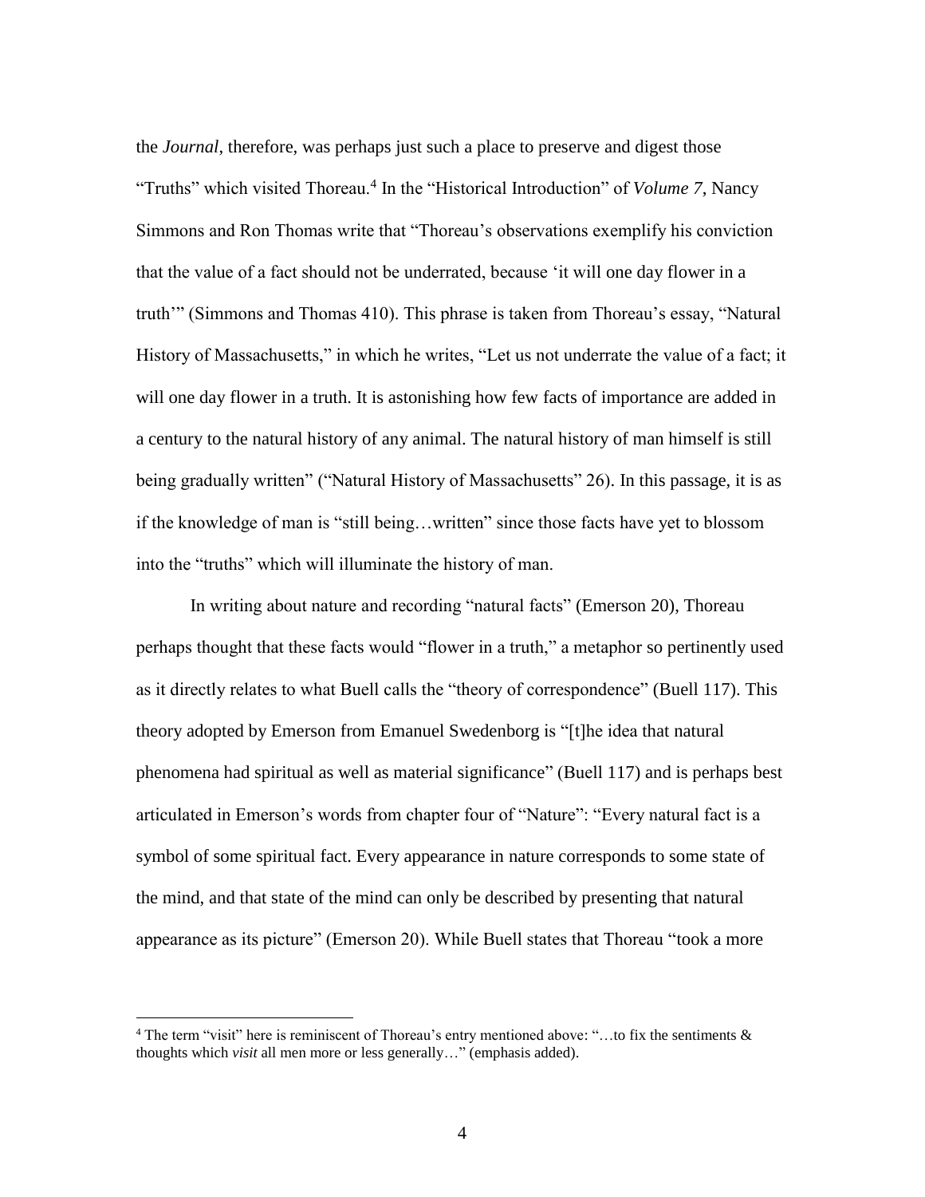the *Journal*, therefore, was perhaps just such a place to preserve and digest those "Truths" which visited Thoreau.[4] In the "Historical Introduction" of *Volume 7*, Nancy Simmons and Ron Thomas write that "Thoreau's observations exemplify his conviction that the value of a fact should not be underrated, because 'it will one day flower in a truth'" (Simmons and Thomas 410). This phrase is taken from Thoreau's essay, "Natural History of Massachusetts," in which he writes, "Let us not underrate the value of a fact; it will one day flower in a truth. It is astonishing how few facts of importance are added in a century to the natural history of any animal. The natural history of man himself is still being gradually written" ("Natural History of Massachusetts" 26). In this passage, it is as if the knowledge of man is "still being…written" since those facts have yet to blossom into the "truths" which will illuminate the history of man.

In writing about nature and recording "natural facts" (Emerson 20), Thoreau perhaps thought that these facts would "flower in a truth," a metaphor so pertinently used as it directly relates to what Buell calls the "theory of correspondence" (Buell 117). This theory adopted by Emerson from Emanuel Swedenborg is "[t]he idea that natural phenomena had spiritual as well as material significance" (Buell 117) and is perhaps best articulated in Emerson's words from chapter four of "Nature": "Every natural fact is a symbol of some spiritual fact. Every appearance in nature corresponds to some state of the mind, and that state of the mind can only be described by presenting that natural appearance as its picture" (Emerson 20). While Buell states that Thoreau "took a more

[4] The term "visit" here is reminiscent of Thoreau's entry mentioned above: "…to fix the sentiments & thoughts which *visit* all men more or less generally…" (emphasis added).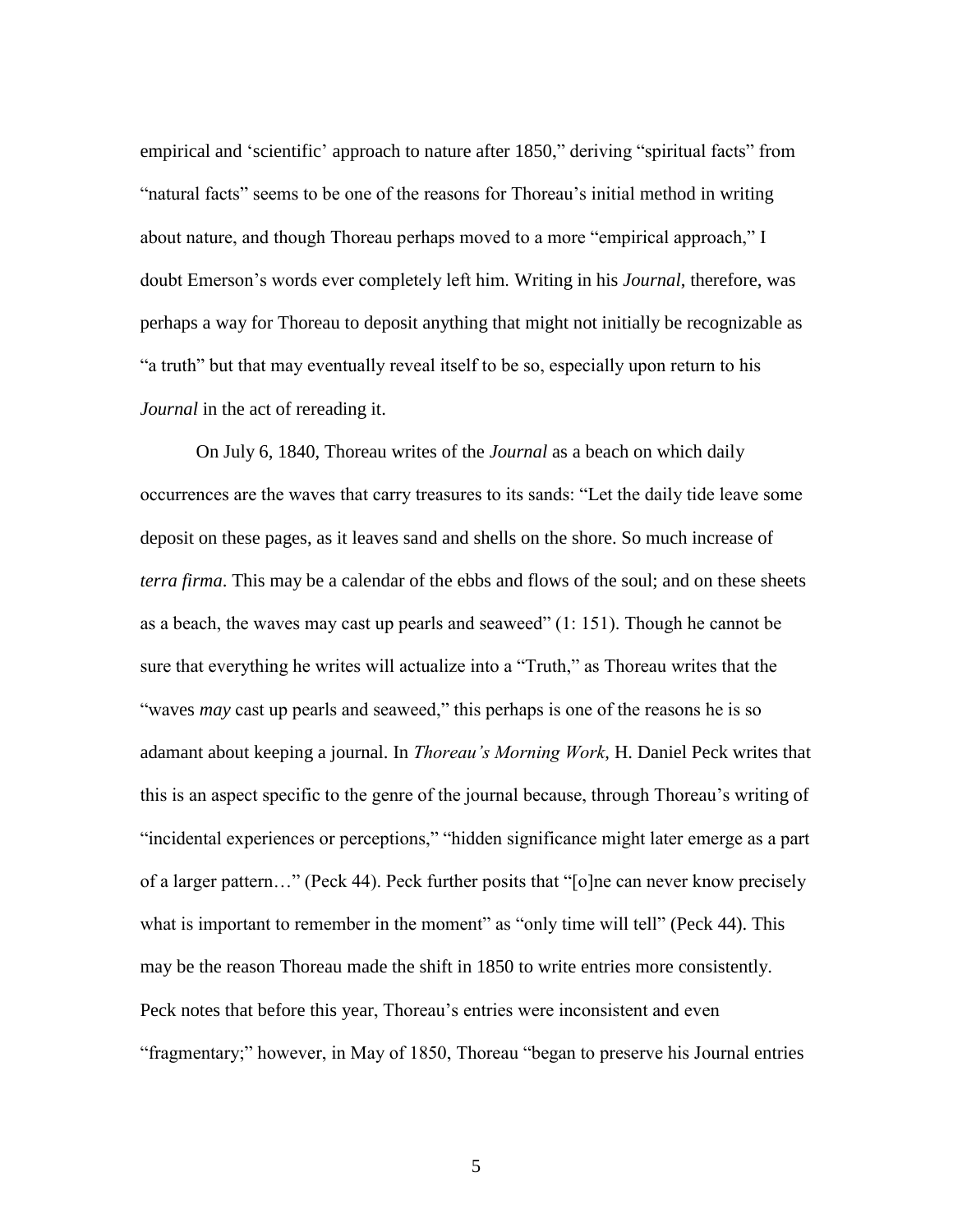empirical and 'scientific' approach to nature after 1850," deriving "spiritual facts" from "natural facts" seems to be one of the reasons for Thoreau's initial method in writing about nature, and though Thoreau perhaps moved to a more "empirical approach," I doubt Emerson's words ever completely left him. Writing in his *Journal*, therefore, was perhaps a way for Thoreau to deposit anything that might not initially be recognizable as "a truth" but that may eventually reveal itself to be so, especially upon return to his *Journal* in the act of rereading it.

On July 6, 1840, Thoreau writes of the *Journal* as a beach on which daily occurrences are the waves that carry treasures to its sands: "Let the daily tide leave some deposit on these pages, as it leaves sand and shells on the shore. So much increase of *terra firma*. This may be a calendar of the ebbs and flows of the soul; and on these sheets as a beach, the waves may cast up pearls and seaweed" (1: 151). Though he cannot be sure that everything he writes will actualize into a "Truth," as Thoreau writes that the "waves *may* cast up pearls and seaweed," this perhaps is one of the reasons he is so adamant about keeping a journal. In *Thoreau's Morning Work*, H. Daniel Peck writes that this is an aspect specific to the genre of the journal because, through Thoreau's writing of "incidental experiences or perceptions," "hidden significance might later emerge as a part of a larger pattern…" (Peck 44). Peck further posits that "[o]ne can never know precisely what is important to remember in the moment" as "only time will tell" (Peck 44). This may be the reason Thoreau made the shift in 1850 to write entries more consistently. Peck notes that before this year, Thoreau's entries were inconsistent and even "fragmentary;" however, in May of 1850, Thoreau "began to preserve his Journal entries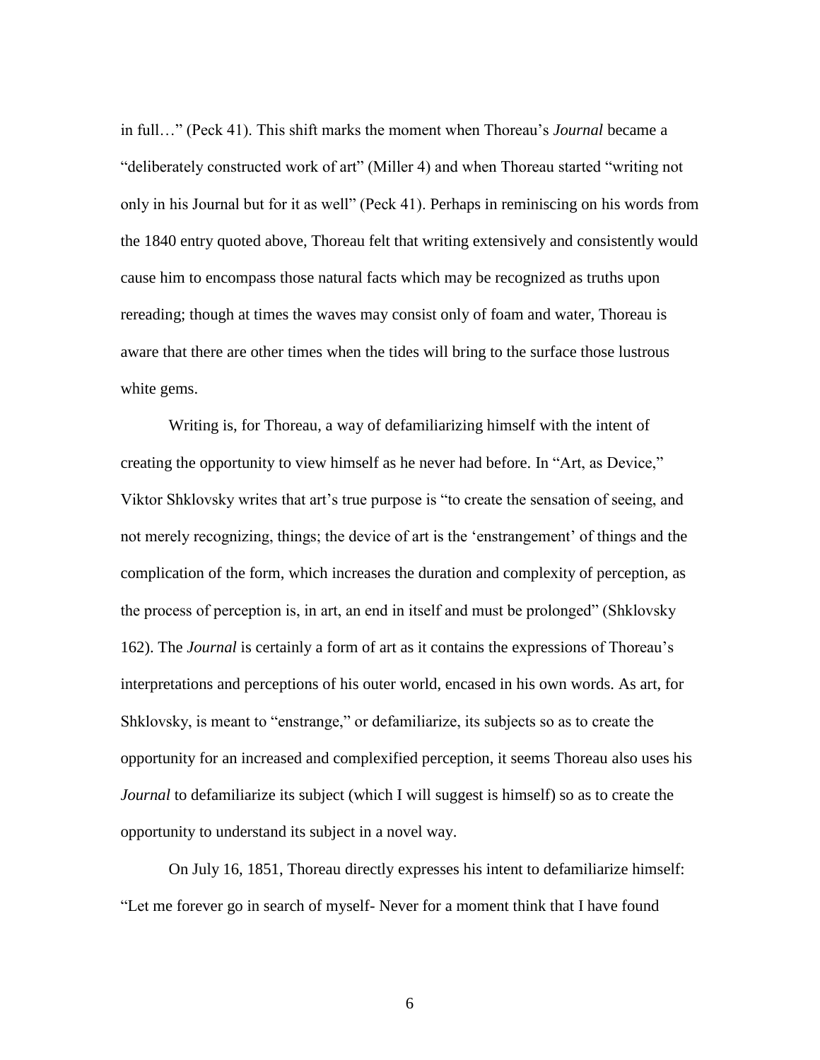in full…" (Peck 41). This shift marks the moment when Thoreau's *Journal* became a "deliberately constructed work of art" (Miller 4) and when Thoreau started "writing not only in his Journal but for it as well" (Peck 41). Perhaps in reminiscing on his words from the 1840 entry quoted above, Thoreau felt that writing extensively and consistently would cause him to encompass those natural facts which may be recognized as truths upon rereading; though at times the waves may consist only of foam and water, Thoreau is aware that there are other times when the tides will bring to the surface those lustrous white gems.

Writing is, for Thoreau, a way of defamiliarizing himself with the intent of creating the opportunity to view himself as he never had before. In "Art, as Device," Viktor Shklovsky writes that art's true purpose is "to create the sensation of seeing, and not merely recognizing, things; the device of art is the 'enstrangement' of things and the complication of the form, which increases the duration and complexity of perception, as the process of perception is, in art, an end in itself and must be prolonged" (Shklovsky 162). The *Journal* is certainly a form of art as it contains the expressions of Thoreau's interpretations and perceptions of his outer world, encased in his own words. As art, for Shklovsky, is meant to "enstrange," or defamiliarize, its subjects so as to create the opportunity for an increased and complexified perception, it seems Thoreau also uses his *Journal* to defamiliarize its subject (which I will suggest is himself) so as to create the opportunity to understand its subject in a novel way.

On July 16, 1851, Thoreau directly expresses his intent to defamiliarize himself: "Let me forever go in search of myself- Never for a moment think that I have found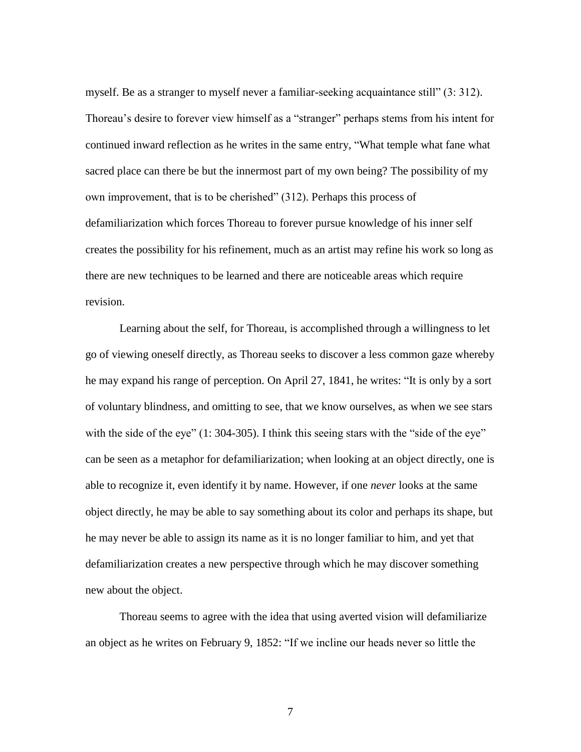myself. Be as a stranger to myself never a familiar-seeking acquaintance still" (3: 312). Thoreau's desire to forever view himself as a "stranger" perhaps stems from his intent for continued inward reflection as he writes in the same entry, "What temple what fane what sacred place can there be but the innermost part of my own being? The possibility of my own improvement, that is to be cherished" (312). Perhaps this process of defamiliarization which forces Thoreau to forever pursue knowledge of his inner self creates the possibility for his refinement, much as an artist may refine his work so long as there are new techniques to be learned and there are noticeable areas which require revision.

Learning about the self, for Thoreau, is accomplished through a willingness to let go of viewing oneself directly, as Thoreau seeks to discover a less common gaze whereby he may expand his range of perception. On April 27, 1841, he writes: "It is only by a sort of voluntary blindness, and omitting to see, that we know ourselves, as when we see stars with the side of the eye" (1: 304-305). I think this seeing stars with the "side of the eye" can be seen as a metaphor for defamiliarization; when looking at an object directly, one is able to recognize it, even identify it by name. However, if one *never* looks at the same object directly, he may be able to say something about its color and perhaps its shape, but he may never be able to assign its name as it is no longer familiar to him, and yet that defamiliarization creates a new perspective through which he may discover something new about the object.

Thoreau seems to agree with the idea that using averted vision will defamiliarize an object as he writes on February 9, 1852: "If we incline our heads never so little the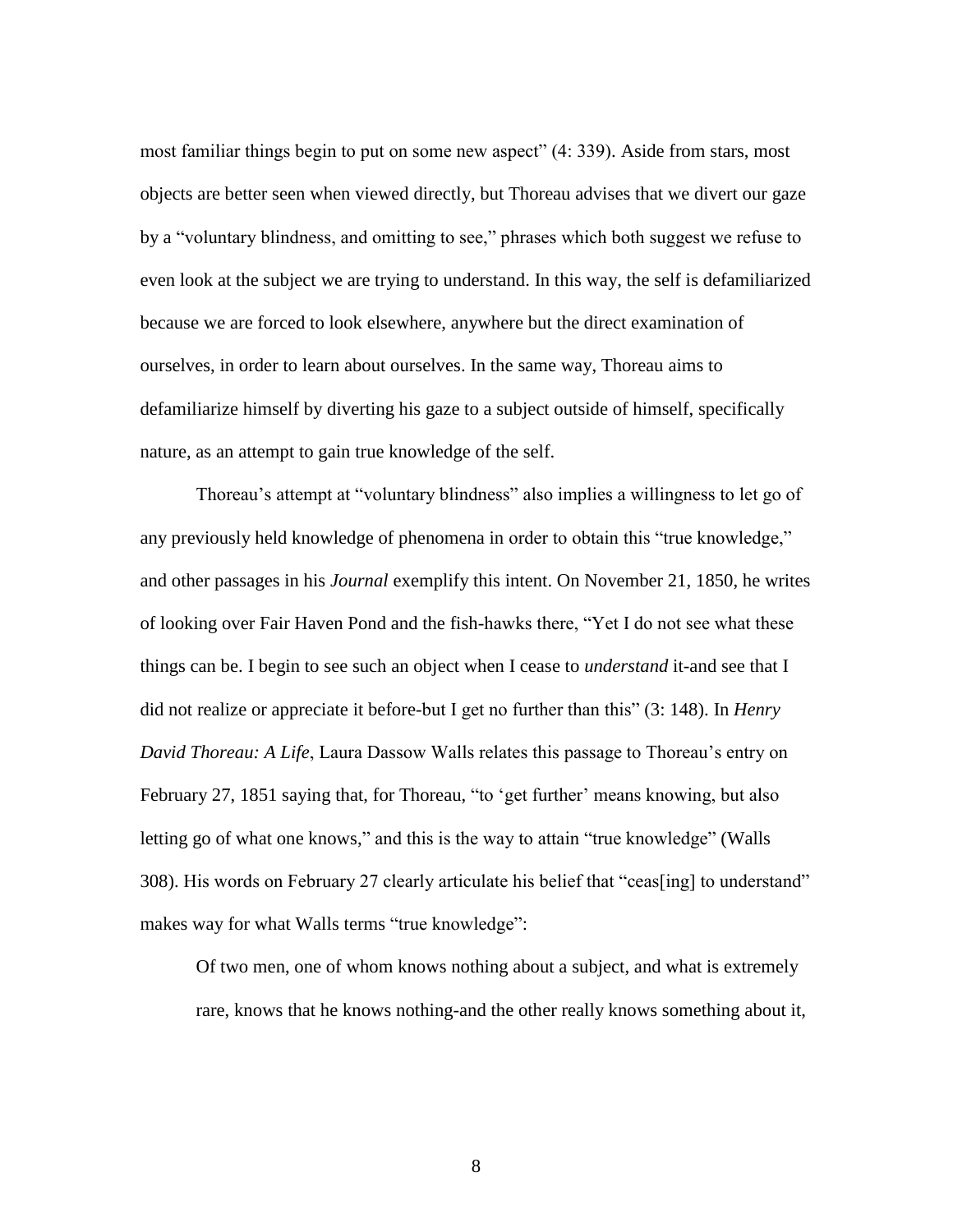most familiar things begin to put on some new aspect" (4: 339). Aside from stars, most objects are better seen when viewed directly, but Thoreau advises that we divert our gaze by a "voluntary blindness, and omitting to see," phrases which both suggest we refuse to even look at the subject we are trying to understand. In this way, the self is defamiliarized because we are forced to look elsewhere, anywhere but the direct examination of ourselves, in order to learn about ourselves. In the same way, Thoreau aims to defamiliarize himself by diverting his gaze to a subject outside of himself, specifically nature, as an attempt to gain true knowledge of the self.

Thoreau's attempt at "voluntary blindness" also implies a willingness to let go of any previously held knowledge of phenomena in order to obtain this "true knowledge," and other passages in his *Journal* exemplify this intent. On November 21, 1850, he writes of looking over Fair Haven Pond and the fish-hawks there, "Yet I do not see what these things can be. I begin to see such an object when I cease to *understand* it-and see that I did not realize or appreciate it before-but I get no further than this" (3: 148). In *Henry David Thoreau: A Life*, Laura Dassow Walls relates this passage to Thoreau's entry on February 27, 1851 saying that, for Thoreau, "to 'get further' means knowing, but also letting go of what one knows," and this is the way to attain "true knowledge" (Walls 308). His words on February 27 clearly articulate his belief that "ceas[ing] to understand" makes way for what Walls terms "true knowledge":

> Of two men, one of whom knows nothing about a subject, and what is extremely rare, knows that he knows nothing-and the other really knows something about it,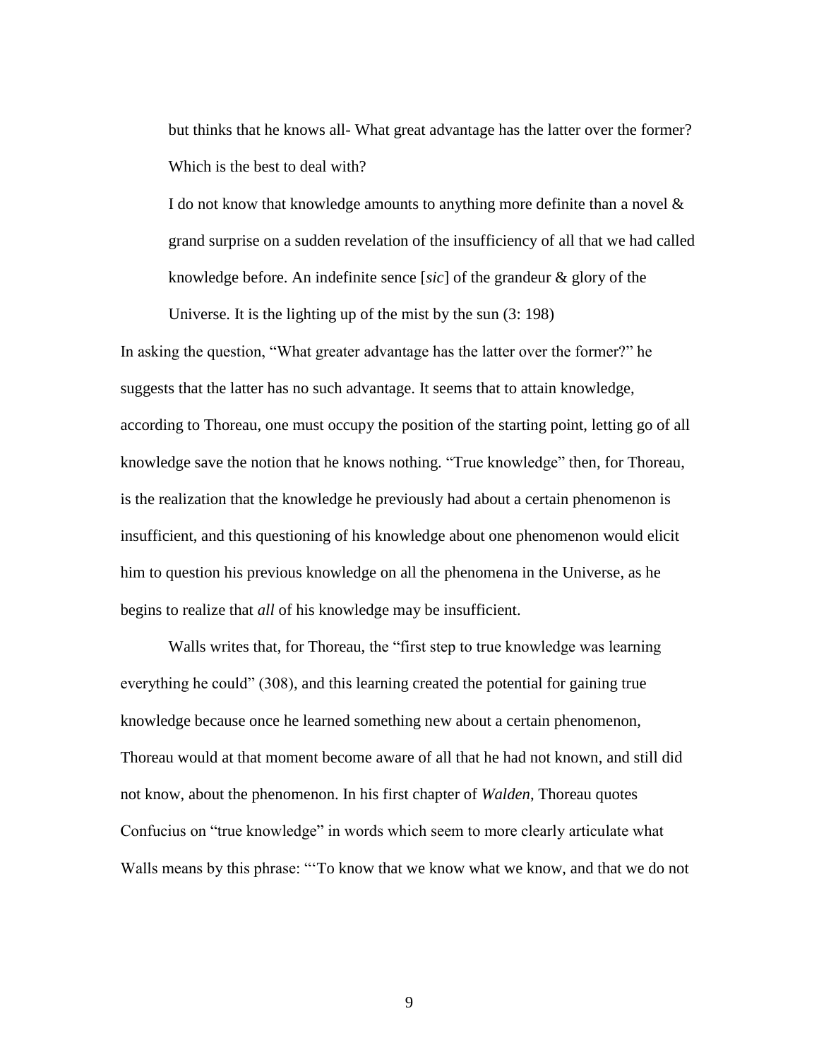> but thinks that he knows all- What great advantage has the latter over the former? Which is the best to deal with?
>
> I do not know that knowledge amounts to anything more definite than a novel & grand surprise on a sudden revelation of the insufficiency of all that we had called knowledge before. An indefinite sence [*sic*] of the grandeur & glory of the Universe. It is the lighting up of the mist by the sun (3: 198)

In asking the question, "What greater advantage has the latter over the former?" he suggests that the latter has no such advantage. It seems that to attain knowledge, according to Thoreau, one must occupy the position of the starting point, letting go of all knowledge save the notion that he knows nothing. "True knowledge" then, for Thoreau, is the realization that the knowledge he previously had about a certain phenomenon is insufficient, and this questioning of his knowledge about one phenomenon would elicit him to question his previous knowledge on all the phenomena in the Universe, as he begins to realize that *all* of his knowledge may be insufficient.

Walls writes that, for Thoreau, the "first step to true knowledge was learning everything he could" (308), and this learning created the potential for gaining true knowledge because once he learned something new about a certain phenomenon, Thoreau would at that moment become aware of all that he had not known, and still did not know, about the phenomenon. In his first chapter of *Walden*, Thoreau quotes Confucius on "true knowledge" in words which seem to more clearly articulate what Walls means by this phrase: "'To know that we know what we know, and that we do not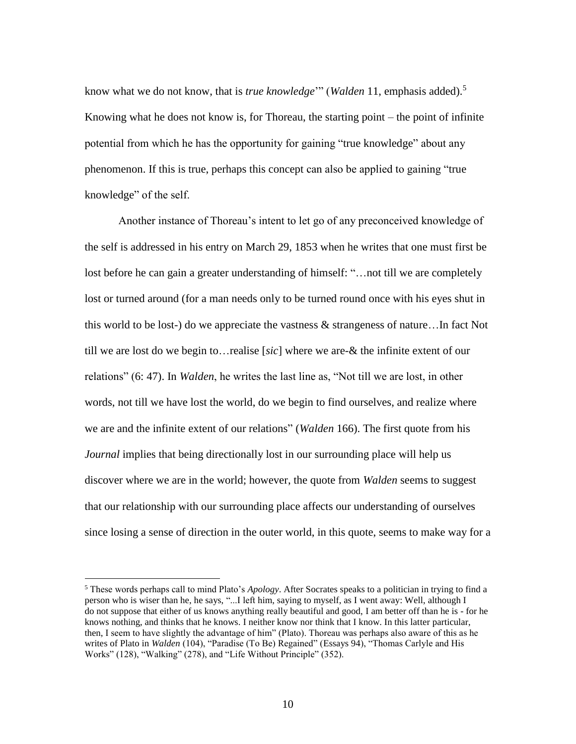know what we do not know, that is *true knowledge*'" (*Walden* 11, emphasis added).[5] Knowing what he does not know is, for Thoreau, the starting point – the point of infinite potential from which he has the opportunity for gaining "true knowledge" about any phenomenon. If this is true, perhaps this concept can also be applied to gaining "true knowledge" of the self.

Another instance of Thoreau's intent to let go of any preconceived knowledge of the self is addressed in his entry on March 29, 1853 when he writes that one must first be lost before he can gain a greater understanding of himself: "…not till we are completely lost or turned around (for a man needs only to be turned round once with his eyes shut in this world to be lost-) do we appreciate the vastness & strangeness of nature…In fact Not till we are lost do we begin to…realise [*sic*] where we are-& the infinite extent of our relations" (6: 47). In *Walden*, he writes the last line as, "Not till we are lost, in other words, not till we have lost the world, do we begin to find ourselves, and realize where we are and the infinite extent of our relations" (*Walden* 166). The first quote from his *Journal* implies that being directionally lost in our surrounding place will help us discover where we are in the world; however, the quote from *Walden* seems to suggest that our relationship with our surrounding place affects our understanding of ourselves since losing a sense of direction in the outer world, in this quote, seems to make way for a

[5] These words perhaps call to mind Plato's *Apology*. After Socrates speaks to a politician in trying to find a person who is wiser than he, he says, "...I left him, saying to myself, as I went away: Well, although I do not suppose that either of us knows anything really beautiful and good, I am better off than he is - for he knows nothing, and thinks that he knows. I neither know nor think that I know. In this latter particular, then, I seem to have slightly the advantage of him" (Plato). Thoreau was perhaps also aware of this as he writes of Plato in *Walden* (104), "Paradise (To Be) Regained" (Essays 94), "Thomas Carlyle and His Works" (128), "Walking" (278), and "Life Without Principle" (352).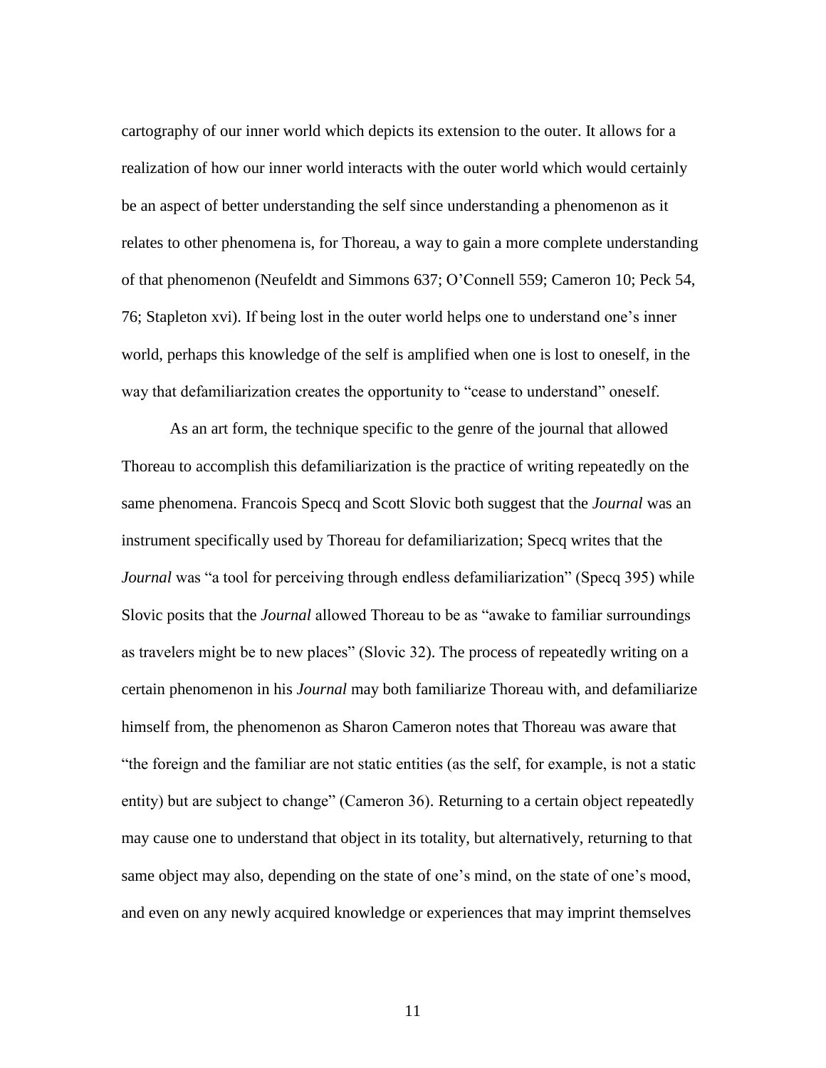cartography of our inner world which depicts its extension to the outer. It allows for a realization of how our inner world interacts with the outer world which would certainly be an aspect of better understanding the self since understanding a phenomenon as it relates to other phenomena is, for Thoreau, a way to gain a more complete understanding of that phenomenon (Neufeldt and Simmons 637; O'Connell 559; Cameron 10; Peck 54, 76; Stapleton xvi). If being lost in the outer world helps one to understand one's inner world, perhaps this knowledge of the self is amplified when one is lost to oneself, in the way that defamiliarization creates the opportunity to "cease to understand" oneself.

As an art form, the technique specific to the genre of the journal that allowed Thoreau to accomplish this defamiliarization is the practice of writing repeatedly on the same phenomena. Francois Specq and Scott Slovic both suggest that the *Journal* was an instrument specifically used by Thoreau for defamiliarization; Specq writes that the *Journal* was "a tool for perceiving through endless defamiliarization" (Specq 395) while Slovic posits that the *Journal* allowed Thoreau to be as "awake to familiar surroundings as travelers might be to new places" (Slovic 32). The process of repeatedly writing on a certain phenomenon in his *Journal* may both familiarize Thoreau with, and defamiliarize himself from, the phenomenon as Sharon Cameron notes that Thoreau was aware that "the foreign and the familiar are not static entities (as the self, for example, is not a static entity) but are subject to change" (Cameron 36). Returning to a certain object repeatedly may cause one to understand that object in its totality, but alternatively, returning to that same object may also, depending on the state of one's mind, on the state of one's mood, and even on any newly acquired knowledge or experiences that may imprint themselves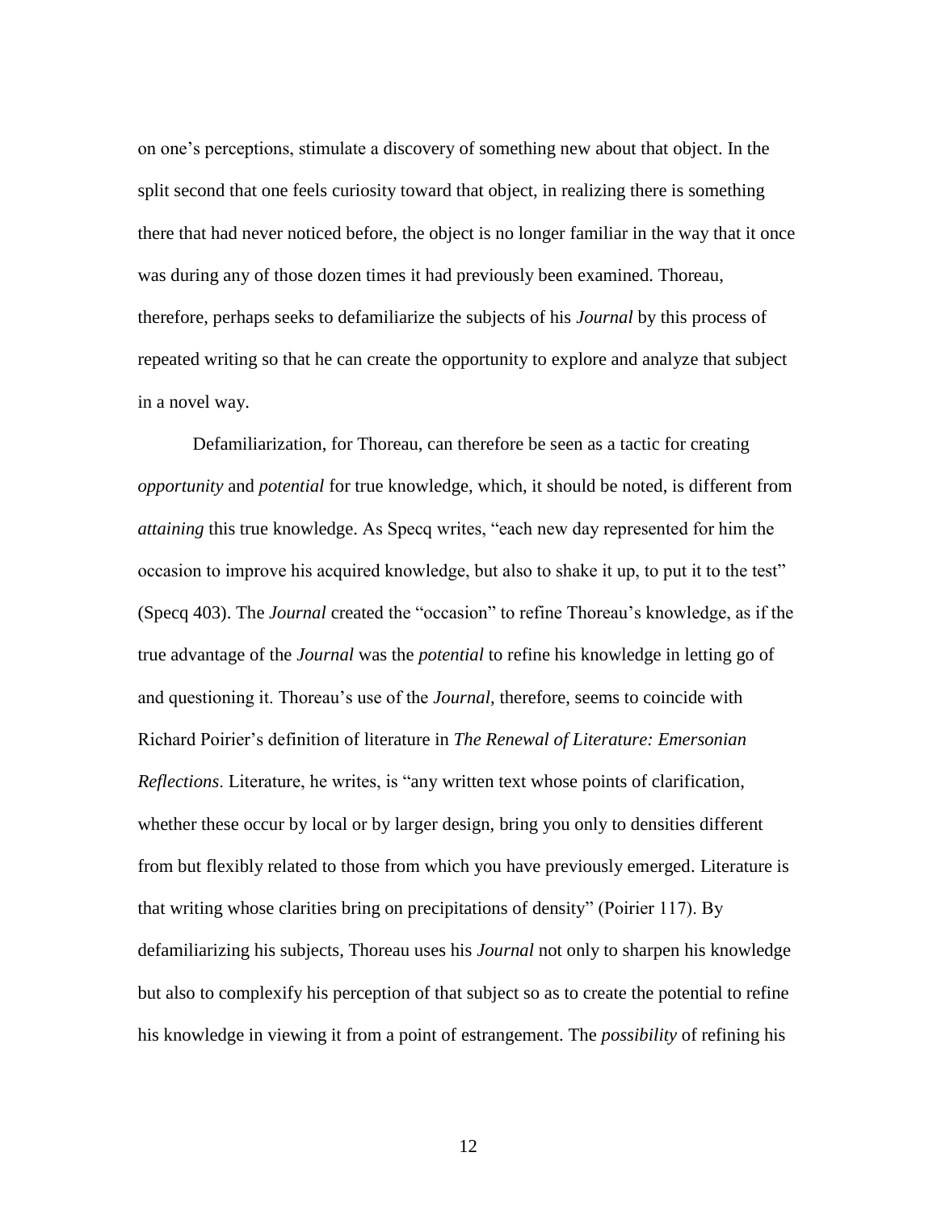on one's perceptions, stimulate a discovery of something new about that object. In the split second that one feels curiosity toward that object, in realizing there is something there that had never noticed before, the object is no longer familiar in the way that it once was during any of those dozen times it had previously been examined. Thoreau, therefore, perhaps seeks to defamiliarize the subjects of his *Journal* by this process of repeated writing so that he can create the opportunity to explore and analyze that subject in a novel way.

Defamiliarization, for Thoreau, can therefore be seen as a tactic for creating *opportunity* and *potential* for true knowledge, which, it should be noted, is different from *attaining* this true knowledge. As Specq writes, "each new day represented for him the occasion to improve his acquired knowledge, but also to shake it up, to put it to the test" (Specq 403). The *Journal* created the "occasion" to refine Thoreau's knowledge, as if the true advantage of the *Journal* was the *potential* to refine his knowledge in letting go of and questioning it. Thoreau's use of the *Journal*, therefore, seems to coincide with Richard Poirier's definition of literature in *The Renewal of Literature: Emersonian Reflections*. Literature, he writes, is "any written text whose points of clarification, whether these occur by local or by larger design, bring you only to densities different from but flexibly related to those from which you have previously emerged. Literature is that writing whose clarities bring on precipitations of density" (Poirier 117). By defamiliarizing his subjects, Thoreau uses his *Journal* not only to sharpen his knowledge but also to complexify his perception of that subject so as to create the potential to refine his knowledge in viewing it from a point of estrangement. The *possibility* of refining his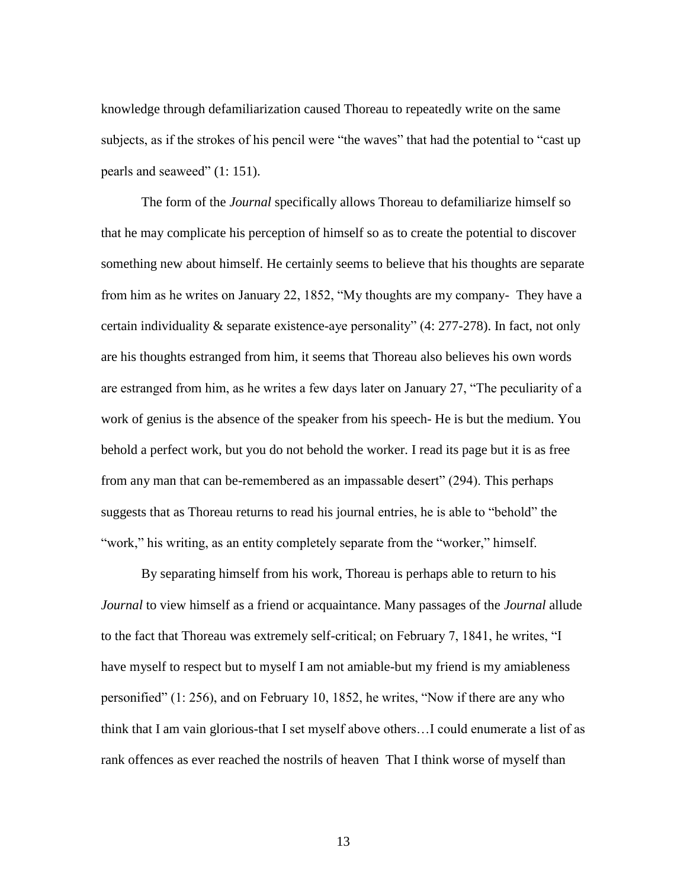knowledge through defamiliarization caused Thoreau to repeatedly write on the same subjects, as if the strokes of his pencil were "the waves" that had the potential to "cast up pearls and seaweed" (1: 151).

The form of the *Journal* specifically allows Thoreau to defamiliarize himself so that he may complicate his perception of himself so as to create the potential to discover something new about himself. He certainly seems to believe that his thoughts are separate from him as he writes on January 22, 1852, "My thoughts are my company- They have a certain individuality & separate existence-aye personality" (4: 277-278). In fact, not only are his thoughts estranged from him, it seems that Thoreau also believes his own words are estranged from him, as he writes a few days later on January 27, "The peculiarity of a work of genius is the absence of the speaker from his speech- He is but the medium. You behold a perfect work, but you do not behold the worker. I read its page but it is as free from any man that can be-remembered as an impassable desert" (294). This perhaps suggests that as Thoreau returns to read his journal entries, he is able to "behold" the "work," his writing, as an entity completely separate from the "worker," himself.

By separating himself from his work, Thoreau is perhaps able to return to his *Journal* to view himself as a friend or acquaintance. Many passages of the *Journal* allude to the fact that Thoreau was extremely self-critical; on February 7, 1841, he writes, "I have myself to respect but to myself I am not amiable-but my friend is my amiableness personified" (1: 256), and on February 10, 1852, he writes, "Now if there are any who think that I am vain glorious-that I set myself above others…I could enumerate a list of as rank offences as ever reached the nostrils of heaven That I think worse of myself than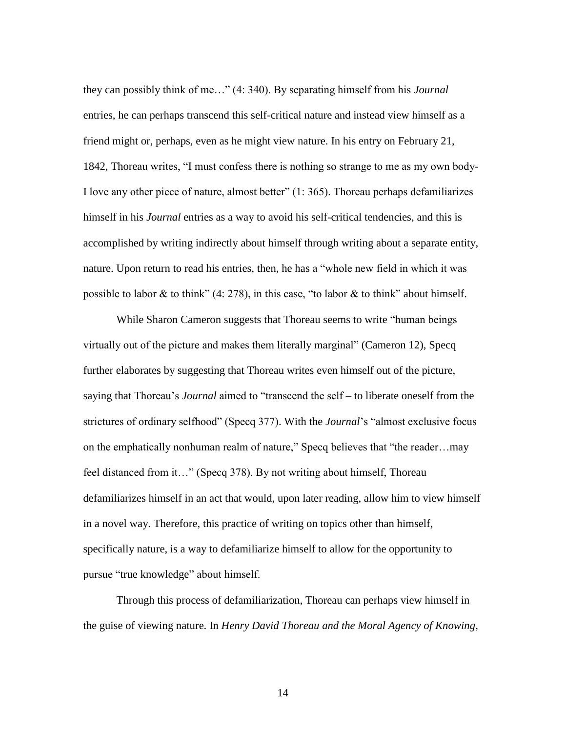they can possibly think of me…" (4: 340). By separating himself from his *Journal* entries, he can perhaps transcend this self-critical nature and instead view himself as a friend might or, perhaps, even as he might view nature. In his entry on February 21, 1842, Thoreau writes, "I must confess there is nothing so strange to me as my own body-I love any other piece of nature, almost better" (1: 365). Thoreau perhaps defamiliarizes himself in his *Journal* entries as a way to avoid his self-critical tendencies, and this is accomplished by writing indirectly about himself through writing about a separate entity, nature. Upon return to read his entries, then, he has a "whole new field in which it was possible to labor & to think" (4: 278), in this case, "to labor & to think" about himself.

While Sharon Cameron suggests that Thoreau seems to write "human beings virtually out of the picture and makes them literally marginal" (Cameron 12), Specq further elaborates by suggesting that Thoreau writes even himself out of the picture, saying that Thoreau's *Journal* aimed to "transcend the self – to liberate oneself from the strictures of ordinary selfhood" (Specq 377). With the *Journal*'s "almost exclusive focus on the emphatically nonhuman realm of nature," Specq believes that "the reader…may feel distanced from it…" (Specq 378). By not writing about himself, Thoreau defamiliarizes himself in an act that would, upon later reading, allow him to view himself in a novel way. Therefore, this practice of writing on topics other than himself, specifically nature, is a way to defamiliarize himself to allow for the opportunity to pursue "true knowledge" about himself.

Through this process of defamiliarization, Thoreau can perhaps view himself in the guise of viewing nature. In *Henry David Thoreau and the Moral Agency of Knowing*,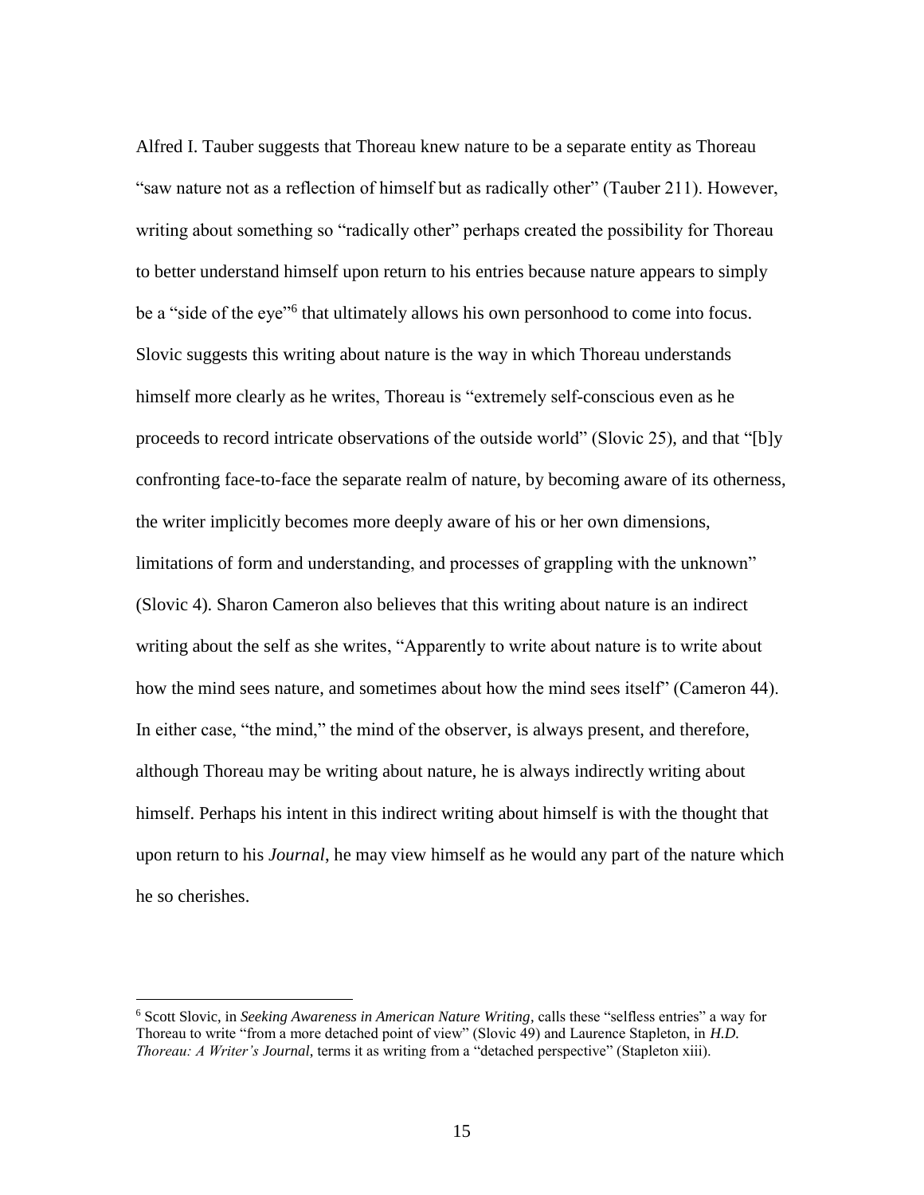Alfred I. Tauber suggests that Thoreau knew nature to be a separate entity as Thoreau "saw nature not as a reflection of himself but as radically other" (Tauber 211). However, writing about something so "radically other" perhaps created the possibility for Thoreau to better understand himself upon return to his entries because nature appears to simply be a "side of the eye"[6] that ultimately allows his own personhood to come into focus. Slovic suggests this writing about nature is the way in which Thoreau understands himself more clearly as he writes, Thoreau is "extremely self-conscious even as he proceeds to record intricate observations of the outside world" (Slovic 25), and that "[b]y confronting face-to-face the separate realm of nature, by becoming aware of its otherness, the writer implicitly becomes more deeply aware of his or her own dimensions, limitations of form and understanding, and processes of grappling with the unknown" (Slovic 4). Sharon Cameron also believes that this writing about nature is an indirect writing about the self as she writes, "Apparently to write about nature is to write about how the mind sees nature, and sometimes about how the mind sees itself" (Cameron 44). In either case, "the mind," the mind of the observer, is always present, and therefore, although Thoreau may be writing about nature, he is always indirectly writing about himself. Perhaps his intent in this indirect writing about himself is with the thought that upon return to his *Journal*, he may view himself as he would any part of the nature which he so cherishes.

---

[6] Scott Slovic, in *Seeking Awareness in American Nature Writing*, calls these "selfless entries" a way for Thoreau to write "from a more detached point of view" (Slovic 49) and Laurence Stapleton, in *H.D. Thoreau: A Writer's Journal*, terms it as writing from a "detached perspective" (Stapleton xiii).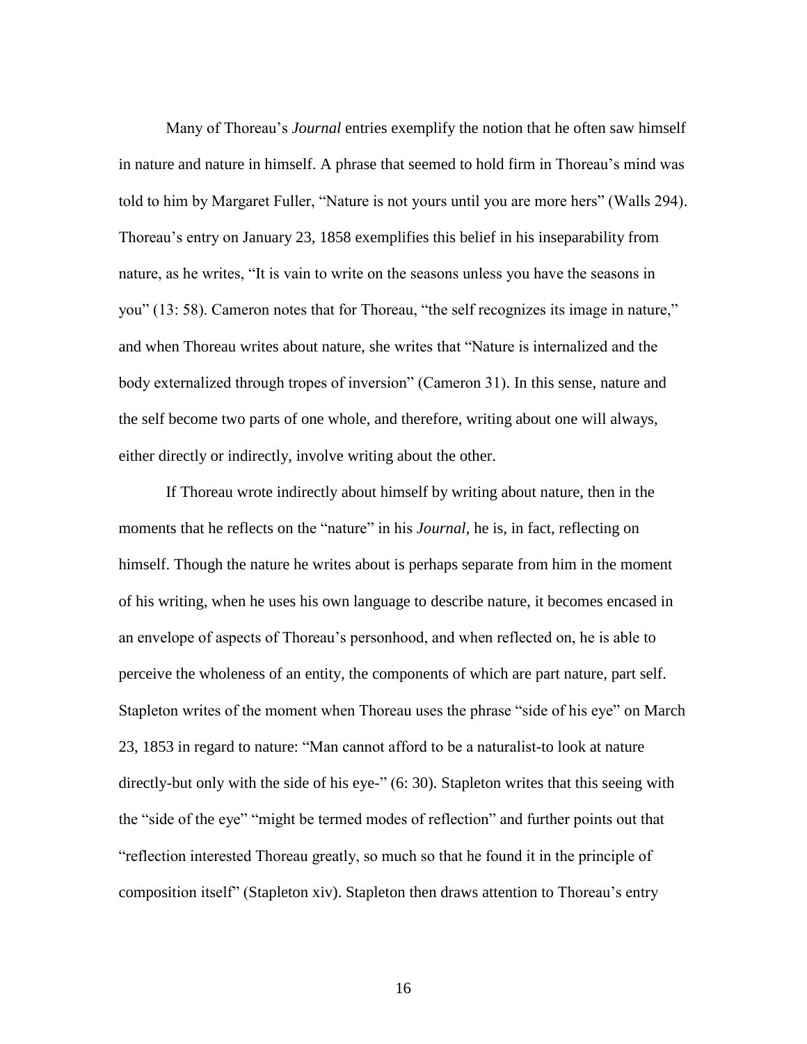Many of Thoreau's *Journal* entries exemplify the notion that he often saw himself in nature and nature in himself. A phrase that seemed to hold firm in Thoreau's mind was told to him by Margaret Fuller, "Nature is not yours until you are more hers" (Walls 294). Thoreau's entry on January 23, 1858 exemplifies this belief in his inseparability from nature, as he writes, "It is vain to write on the seasons unless you have the seasons in you" (13: 58). Cameron notes that for Thoreau, "the self recognizes its image in nature," and when Thoreau writes about nature, she writes that "Nature is internalized and the body externalized through tropes of inversion" (Cameron 31). In this sense, nature and the self become two parts of one whole, and therefore, writing about one will always, either directly or indirectly, involve writing about the other.

If Thoreau wrote indirectly about himself by writing about nature, then in the moments that he reflects on the "nature" in his *Journal*, he is, in fact, reflecting on himself. Though the nature he writes about is perhaps separate from him in the moment of his writing, when he uses his own language to describe nature, it becomes encased in an envelope of aspects of Thoreau's personhood, and when reflected on, he is able to perceive the wholeness of an entity, the components of which are part nature, part self. Stapleton writes of the moment when Thoreau uses the phrase "side of his eye" on March 23, 1853 in regard to nature: "Man cannot afford to be a naturalist-to look at nature directly-but only with the side of his eye-" (6: 30). Stapleton writes that this seeing with the "side of the eye" "might be termed modes of reflection" and further points out that "reflection interested Thoreau greatly, so much so that he found it in the principle of composition itself" (Stapleton xiv). Stapleton then draws attention to Thoreau's entry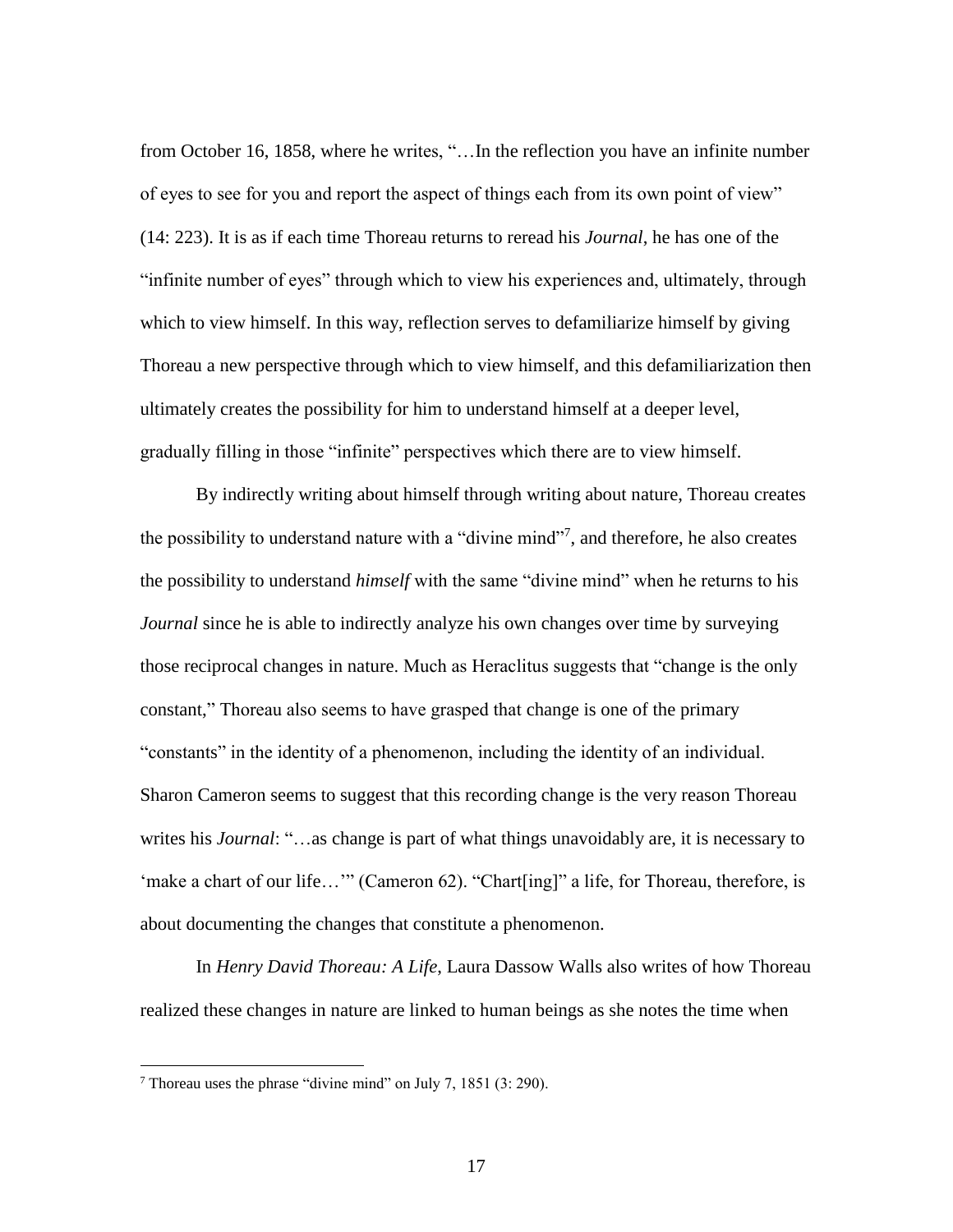from October 16, 1858, where he writes, "…In the reflection you have an infinite number of eyes to see for you and report the aspect of things each from its own point of view" (14: 223). It is as if each time Thoreau returns to reread his *Journal*, he has one of the "infinite number of eyes" through which to view his experiences and, ultimately, through which to view himself. In this way, reflection serves to defamiliarize himself by giving Thoreau a new perspective through which to view himself, and this defamiliarization then ultimately creates the possibility for him to understand himself at a deeper level, gradually filling in those "infinite" perspectives which there are to view himself.

By indirectly writing about himself through writing about nature, Thoreau creates the possibility to understand nature with a "divine mind"[7], and therefore, he also creates the possibility to understand *himself* with the same "divine mind" when he returns to his *Journal* since he is able to indirectly analyze his own changes over time by surveying those reciprocal changes in nature. Much as Heraclitus suggests that "change is the only constant," Thoreau also seems to have grasped that change is one of the primary "constants" in the identity of a phenomenon, including the identity of an individual. Sharon Cameron seems to suggest that this recording change is the very reason Thoreau writes his *Journal*: "…as change is part of what things unavoidably are, it is necessary to 'make a chart of our life…'" (Cameron 62). "Chart[ing]" a life, for Thoreau, therefore, is about documenting the changes that constitute a phenomenon.

In *Henry David Thoreau: A Life*, Laura Dassow Walls also writes of how Thoreau realized these changes in nature are linked to human beings as she notes the time when

[7] Thoreau uses the phrase "divine mind" on July 7, 1851 (3: 290).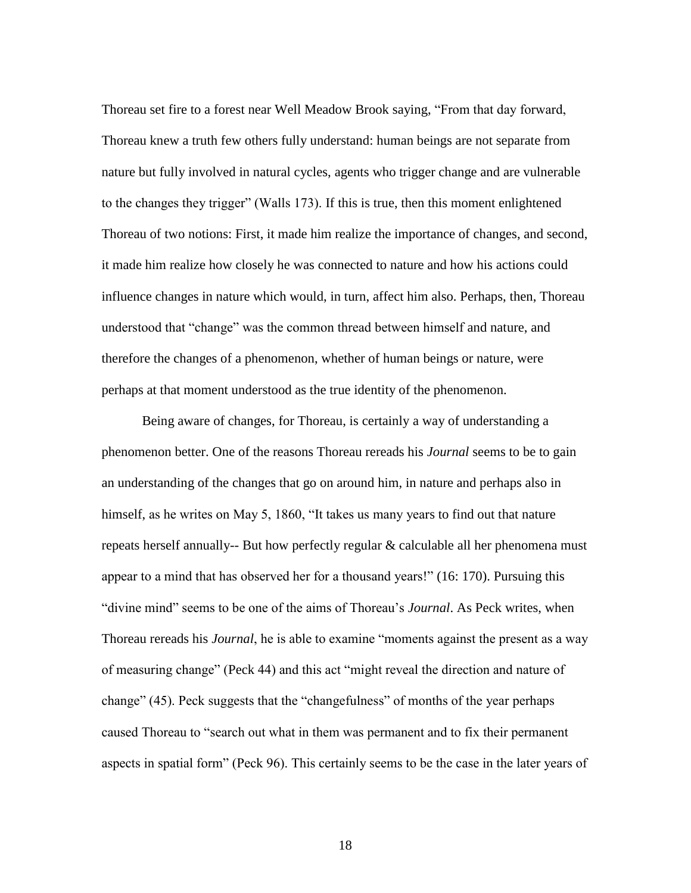Thoreau set fire to a forest near Well Meadow Brook saying, "From that day forward, Thoreau knew a truth few others fully understand: human beings are not separate from nature but fully involved in natural cycles, agents who trigger change and are vulnerable to the changes they trigger" (Walls 173). If this is true, then this moment enlightened Thoreau of two notions: First, it made him realize the importance of changes, and second, it made him realize how closely he was connected to nature and how his actions could influence changes in nature which would, in turn, affect him also. Perhaps, then, Thoreau understood that "change" was the common thread between himself and nature, and therefore the changes of a phenomenon, whether of human beings or nature, were perhaps at that moment understood as the true identity of the phenomenon.

Being aware of changes, for Thoreau, is certainly a way of understanding a phenomenon better. One of the reasons Thoreau rereads his *Journal* seems to be to gain an understanding of the changes that go on around him, in nature and perhaps also in himself, as he writes on May 5, 1860, "It takes us many years to find out that nature repeats herself annually-- But how perfectly regular & calculable all her phenomena must appear to a mind that has observed her for a thousand years!" (16: 170). Pursuing this "divine mind" seems to be one of the aims of Thoreau's *Journal*. As Peck writes, when Thoreau rereads his *Journal*, he is able to examine "moments against the present as a way of measuring change" (Peck 44) and this act "might reveal the direction and nature of change" (45). Peck suggests that the "changefulness" of months of the year perhaps caused Thoreau to "search out what in them was permanent and to fix their permanent aspects in spatial form" (Peck 96). This certainly seems to be the case in the later years of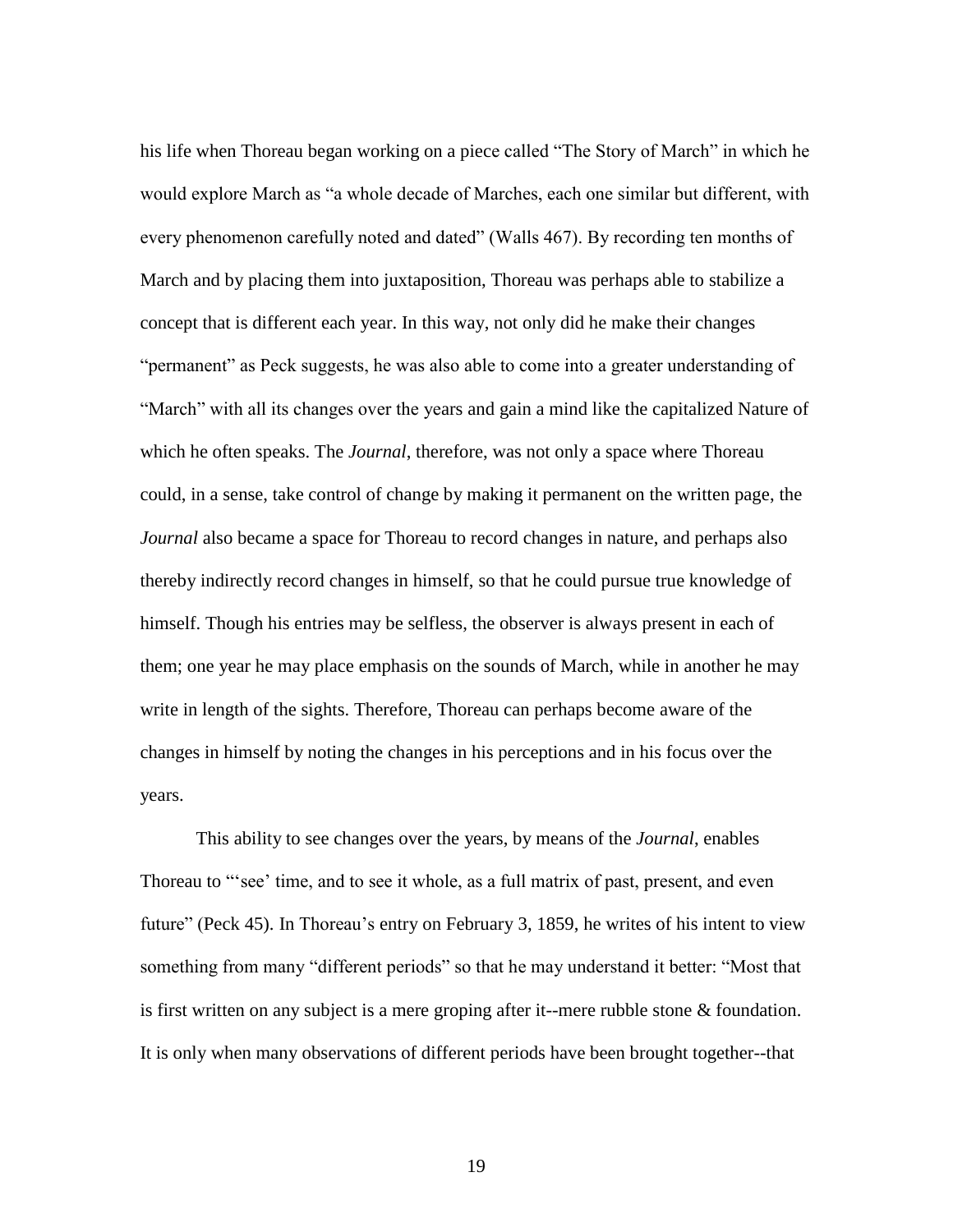his life when Thoreau began working on a piece called "The Story of March" in which he would explore March as "a whole decade of Marches, each one similar but different, with every phenomenon carefully noted and dated" (Walls 467). By recording ten months of March and by placing them into juxtaposition, Thoreau was perhaps able to stabilize a concept that is different each year. In this way, not only did he make their changes "permanent" as Peck suggests, he was also able to come into a greater understanding of "March" with all its changes over the years and gain a mind like the capitalized Nature of which he often speaks. The *Journal*, therefore, was not only a space where Thoreau could, in a sense, take control of change by making it permanent on the written page, the *Journal* also became a space for Thoreau to record changes in nature, and perhaps also thereby indirectly record changes in himself, so that he could pursue true knowledge of himself. Though his entries may be selfless, the observer is always present in each of them; one year he may place emphasis on the sounds of March, while in another he may write in length of the sights. Therefore, Thoreau can perhaps become aware of the changes in himself by noting the changes in his perceptions and in his focus over the years.

This ability to see changes over the years, by means of the *Journal*, enables Thoreau to "'see' time, and to see it whole, as a full matrix of past, present, and even future" (Peck 45). In Thoreau's entry on February 3, 1859, he writes of his intent to view something from many "different periods" so that he may understand it better: "Most that is first written on any subject is a mere groping after it--mere rubble stone & foundation. It is only when many observations of different periods have been brought together--that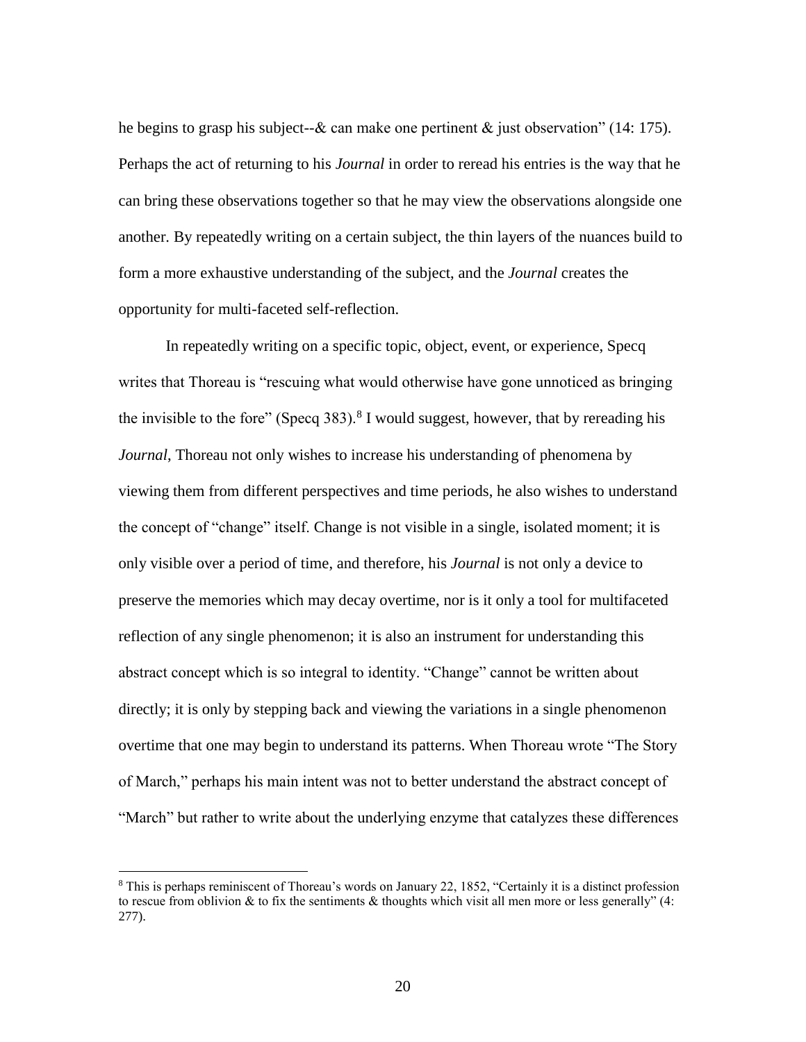he begins to grasp his subject--& can make one pertinent & just observation" (14: 175). Perhaps the act of returning to his *Journal* in order to reread his entries is the way that he can bring these observations together so that he may view the observations alongside one another. By repeatedly writing on a certain subject, the thin layers of the nuances build to form a more exhaustive understanding of the subject, and the *Journal* creates the opportunity for multi-faceted self-reflection.

In repeatedly writing on a specific topic, object, event, or experience, Specq writes that Thoreau is "rescuing what would otherwise have gone unnoticed as bringing the invisible to the fore" (Specq 383).[8] I would suggest, however, that by rereading his *Journal*, Thoreau not only wishes to increase his understanding of phenomena by viewing them from different perspectives and time periods, he also wishes to understand the concept of "change" itself. Change is not visible in a single, isolated moment; it is only visible over a period of time, and therefore, his *Journal* is not only a device to preserve the memories which may decay overtime, nor is it only a tool for multifaceted reflection of any single phenomenon; it is also an instrument for understanding this abstract concept which is so integral to identity. "Change" cannot be written about directly; it is only by stepping back and viewing the variations in a single phenomenon overtime that one may begin to understand its patterns. When Thoreau wrote "The Story of March," perhaps his main intent was not to better understand the abstract concept of "March" but rather to write about the underlying enzyme that catalyzes these differences

[8] This is perhaps reminiscent of Thoreau's words on January 22, 1852, "Certainly it is a distinct profession to rescue from oblivion & to fix the sentiments & thoughts which visit all men more or less generally" (4: 277).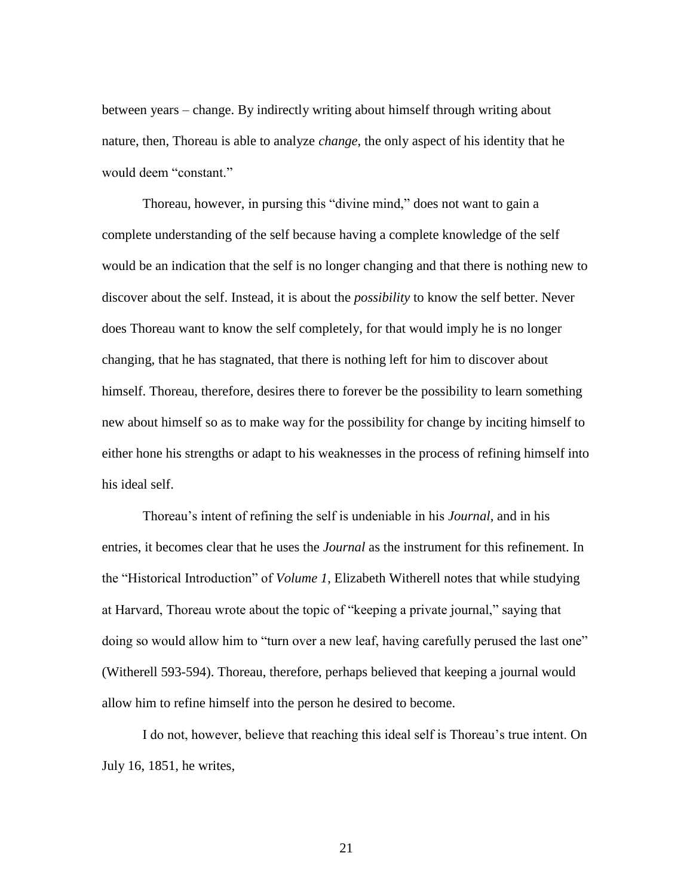between years – change. By indirectly writing about himself through writing about nature, then, Thoreau is able to analyze *change*, the only aspect of his identity that he would deem "constant."

Thoreau, however, in pursing this "divine mind," does not want to gain a complete understanding of the self because having a complete knowledge of the self would be an indication that the self is no longer changing and that there is nothing new to discover about the self. Instead, it is about the *possibility* to know the self better. Never does Thoreau want to know the self completely, for that would imply he is no longer changing, that he has stagnated, that there is nothing left for him to discover about himself. Thoreau, therefore, desires there to forever be the possibility to learn something new about himself so as to make way for the possibility for change by inciting himself to either hone his strengths or adapt to his weaknesses in the process of refining himself into his ideal self.

Thoreau's intent of refining the self is undeniable in his *Journal*, and in his entries, it becomes clear that he uses the *Journal* as the instrument for this refinement. In the "Historical Introduction" of *Volume 1*, Elizabeth Witherell notes that while studying at Harvard, Thoreau wrote about the topic of "keeping a private journal," saying that doing so would allow him to "turn over a new leaf, having carefully perused the last one" (Witherell 593-594). Thoreau, therefore, perhaps believed that keeping a journal would allow him to refine himself into the person he desired to become.

I do not, however, believe that reaching this ideal self is Thoreau's true intent. On July 16, 1851, he writes,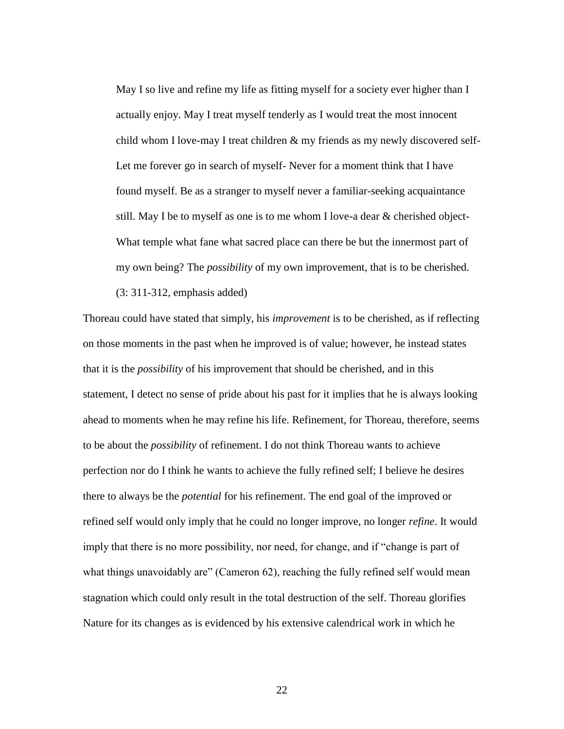> May I so live and refine my life as fitting myself for a society ever higher than I actually enjoy. May I treat myself tenderly as I would treat the most innocent child whom I love-may I treat children & my friends as my newly discovered self- Let me forever go in search of myself- Never for a moment think that I have found myself. Be as a stranger to myself never a familiar-seeking acquaintance still. May I be to myself as one is to me whom I love-a dear & cherished object- What temple what fane what sacred place can there be but the innermost part of my own being? The *possibility* of my own improvement, that is to be cherished. (3: 311-312, emphasis added)

Thoreau could have stated that simply, his *improvement* is to be cherished, as if reflecting on those moments in the past when he improved is of value; however, he instead states that it is the *possibility* of his improvement that should be cherished, and in this statement, I detect no sense of pride about his past for it implies that he is always looking ahead to moments when he may refine his life. Refinement, for Thoreau, therefore, seems to be about the *possibility* of refinement. I do not think Thoreau wants to achieve perfection nor do I think he wants to achieve the fully refined self; I believe he desires there to always be the *potential* for his refinement. The end goal of the improved or refined self would only imply that he could no longer improve, no longer *refine*. It would imply that there is no more possibility, nor need, for change, and if "change is part of what things unavoidably are" (Cameron 62), reaching the fully refined self would mean stagnation which could only result in the total destruction of the self. Thoreau glorifies Nature for its changes as is evidenced by his extensive calendrical work in which he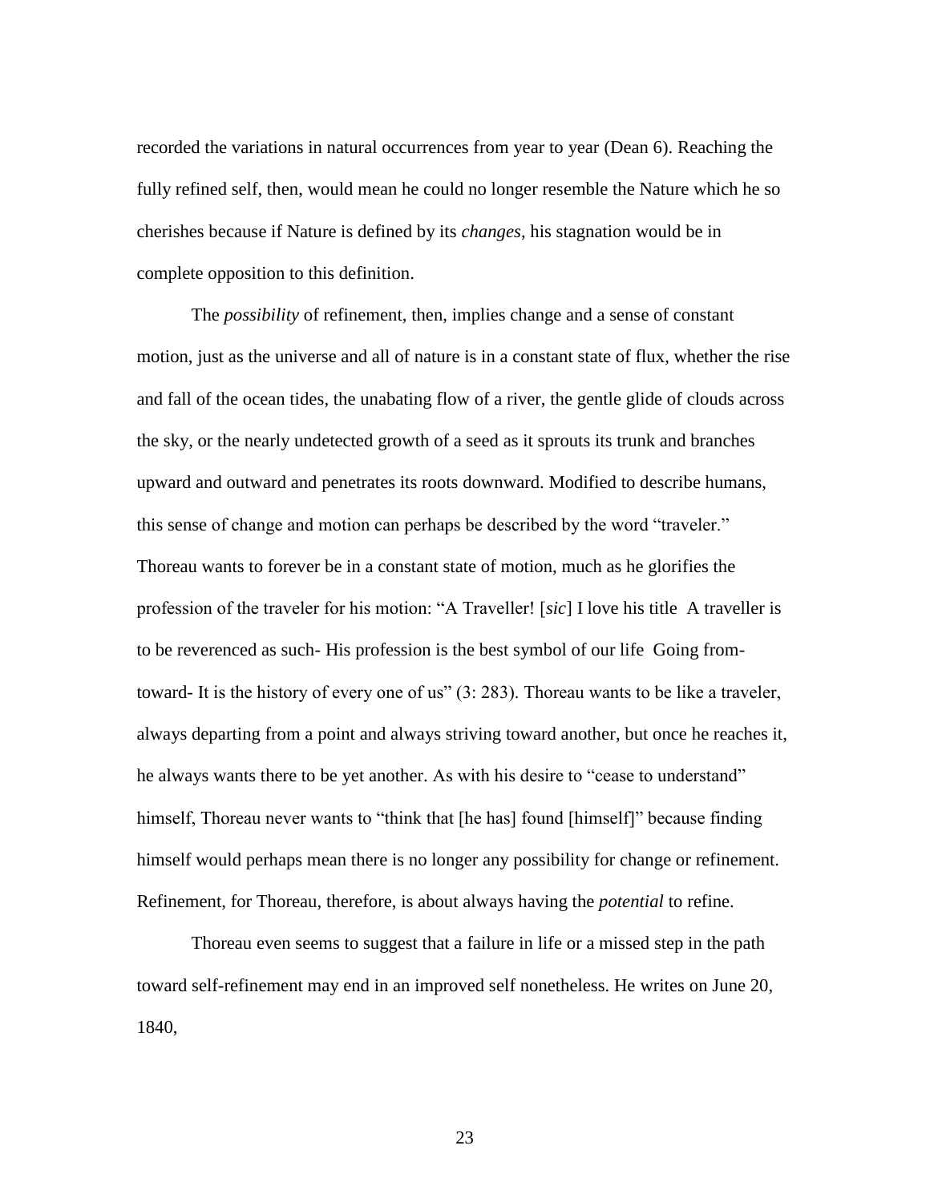recorded the variations in natural occurrences from year to year (Dean 6). Reaching the fully refined self, then, would mean he could no longer resemble the Nature which he so cherishes because if Nature is defined by its *changes*, his stagnation would be in complete opposition to this definition.

The *possibility* of refinement, then, implies change and a sense of constant motion, just as the universe and all of nature is in a constant state of flux, whether the rise and fall of the ocean tides, the unabating flow of a river, the gentle glide of clouds across the sky, or the nearly undetected growth of a seed as it sprouts its trunk and branches upward and outward and penetrates its roots downward. Modified to describe humans, this sense of change and motion can perhaps be described by the word "traveler." Thoreau wants to forever be in a constant state of motion, much as he glorifies the profession of the traveler for his motion: "A Traveller! [*sic*] I love his title A traveller is to be reverenced as such- His profession is the best symbol of our life Going from-toward- It is the history of every one of us" (3: 283). Thoreau wants to be like a traveler, always departing from a point and always striving toward another, but once he reaches it, he always wants there to be yet another. As with his desire to "cease to understand" himself, Thoreau never wants to "think that [he has] found [himself]" because finding himself would perhaps mean there is no longer any possibility for change or refinement. Refinement, for Thoreau, therefore, is about always having the *potential* to refine.

Thoreau even seems to suggest that a failure in life or a missed step in the path toward self-refinement may end in an improved self nonetheless. He writes on June 20, 1840,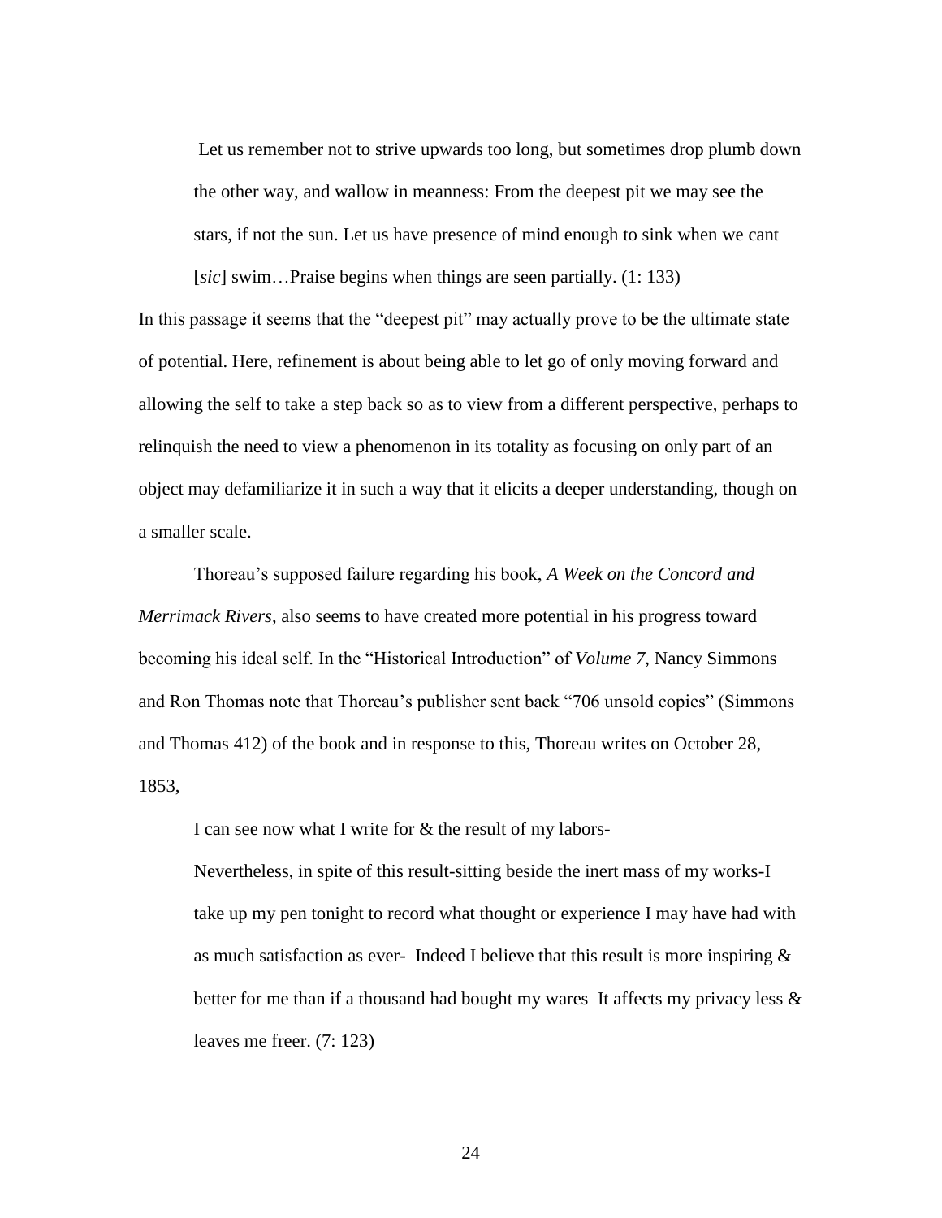> Let us remember not to strive upwards too long, but sometimes drop plumb down the other way, and wallow in meanness: From the deepest pit we may see the stars, if not the sun. Let us have presence of mind enough to sink when we cant [*sic*] swim…Praise begins when things are seen partially. (1: 133)

In this passage it seems that the "deepest pit" may actually prove to be the ultimate state of potential. Here, refinement is about being able to let go of only moving forward and allowing the self to take a step back so as to view from a different perspective, perhaps to relinquish the need to view a phenomenon in its totality as focusing on only part of an object may defamiliarize it in such a way that it elicits a deeper understanding, though on a smaller scale.

Thoreau's supposed failure regarding his book, *A Week on the Concord and Merrimack Rivers*, also seems to have created more potential in his progress toward becoming his ideal self. In the "Historical Introduction" of *Volume 7*, Nancy Simmons and Ron Thomas note that Thoreau's publisher sent back "706 unsold copies" (Simmons and Thomas 412) of the book and in response to this, Thoreau writes on October 28, 1853,

> I can see now what I write for & the result of my labors-
>
> Nevertheless, in spite of this result-sitting beside the inert mass of my works-I take up my pen tonight to record what thought or experience I may have had with as much satisfaction as ever- Indeed I believe that this result is more inspiring & better for me than if a thousand had bought my wares It affects my privacy less & leaves me freer. (7: 123)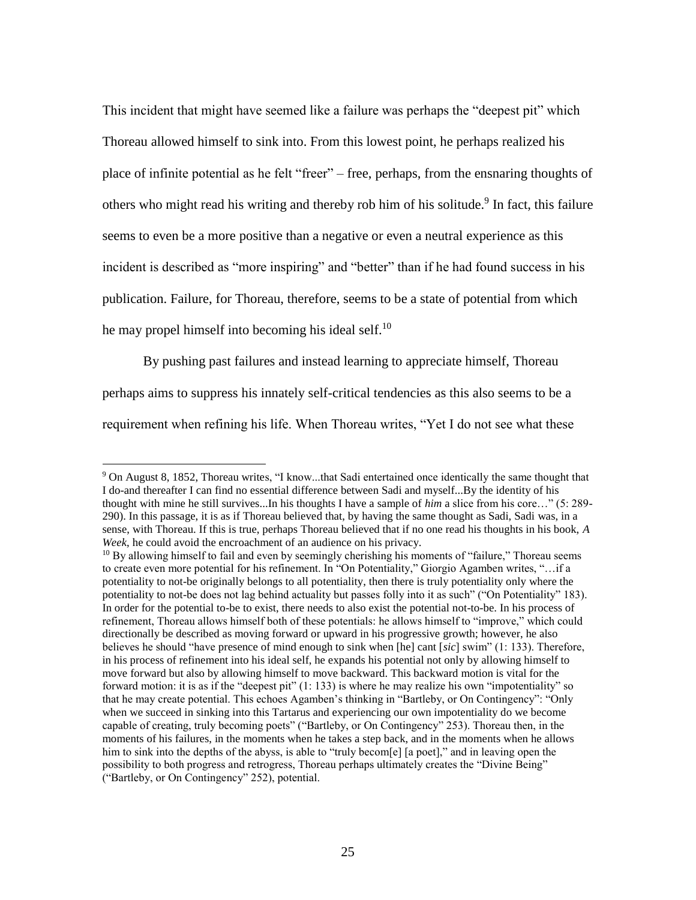This incident that might have seemed like a failure was perhaps the "deepest pit" which Thoreau allowed himself to sink into. From this lowest point, he perhaps realized his place of infinite potential as he felt "freer" – free, perhaps, from the ensnaring thoughts of others who might read his writing and thereby rob him of his solitude.[9] In fact, this failure seems to even be a more positive than a negative or even a neutral experience as this incident is described as "more inspiring" and "better" than if he had found success in his publication. Failure, for Thoreau, therefore, seems to be a state of potential from which he may propel himself into becoming his ideal self.[10]

By pushing past failures and instead learning to appreciate himself, Thoreau perhaps aims to suppress his innately self-critical tendencies as this also seems to be a requirement when refining his life. When Thoreau writes, "Yet I do not see what these

---

[9] On August 8, 1852, Thoreau writes, "I know...that Sadi entertained once identically the same thought that I do-and thereafter I can find no essential difference between Sadi and myself...By the identity of his thought with mine he still survives...In his thoughts I have a sample of *him* a slice from his core…" (5: 289-290). In this passage, it is as if Thoreau believed that, by having the same thought as Sadi, Sadi was, in a sense, with Thoreau. If this is true, perhaps Thoreau believed that if no one read his thoughts in his book, *A Week*, he could avoid the encroachment of an audience on his privacy.

[10] By allowing himself to fail and even by seemingly cherishing his moments of "failure," Thoreau seems to create even more potential for his refinement. In "On Potentiality," Giorgio Agamben writes, "…if a potentiality to not-be originally belongs to all potentiality, then there is truly potentiality only where the potentiality to not-be does not lag behind actuality but passes folly into it as such" ("On Potentiality" 183). In order for the potential to-be to exist, there needs to also exist the potential not-to-be. In his process of refinement, Thoreau allows himself both of these potentials: he allows himself to "improve," which could directionally be described as moving forward or upward in his progressive growth; however, he also believes he should "have presence of mind enough to sink when [he] cant [*sic*] swim" (1: 133). Therefore, in his process of refinement into his ideal self, he expands his potential not only by allowing himself to move forward but also by allowing himself to move backward. This backward motion is vital for the forward motion: it is as if the "deepest pit" (1: 133) is where he may realize his own "impotentiality" so that he may create potential. This echoes Agamben's thinking in "Bartleby, or On Contingency": "Only when we succeed in sinking into this Tartarus and experiencing our own impotentiality do we become capable of creating, truly becoming poets" ("Bartleby, or On Contingency" 253). Thoreau then, in the moments of his failures, in the moments when he takes a step back, and in the moments when he allows him to sink into the depths of the abyss, is able to "truly becom[e] [a poet]," and in leaving open the possibility to both progress and retrogress, Thoreau perhaps ultimately creates the "Divine Being" ("Bartleby, or On Contingency" 252), potential.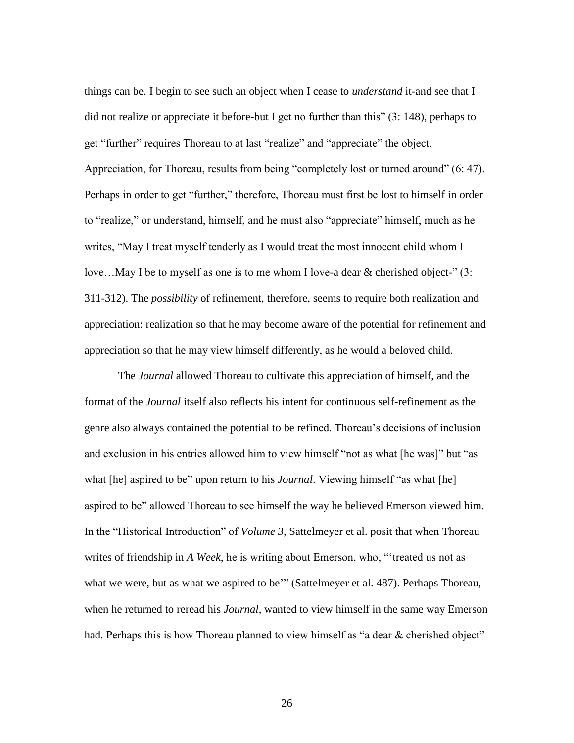things can be. I begin to see such an object when I cease to *understand* it-and see that I did not realize or appreciate it before-but I get no further than this" (3: 148), perhaps to get "further" requires Thoreau to at last "realize" and "appreciate" the object. Appreciation, for Thoreau, results from being "completely lost or turned around" (6: 47). Perhaps in order to get "further," therefore, Thoreau must first be lost to himself in order to "realize," or understand, himself, and he must also "appreciate" himself, much as he writes, "May I treat myself tenderly as I would treat the most innocent child whom I love…May I be to myself as one is to me whom I love-a dear & cherished object-" (3: 311-312). The *possibility* of refinement, therefore, seems to require both realization and appreciation: realization so that he may become aware of the potential for refinement and appreciation so that he may view himself differently, as he would a beloved child.

The *Journal* allowed Thoreau to cultivate this appreciation of himself, and the format of the *Journal* itself also reflects his intent for continuous self-refinement as the genre also always contained the potential to be refined. Thoreau's decisions of inclusion and exclusion in his entries allowed him to view himself "not as what [he was]" but "as what [he] aspired to be" upon return to his *Journal*. Viewing himself "as what [he] aspired to be" allowed Thoreau to see himself the way he believed Emerson viewed him. In the "Historical Introduction" of *Volume 3*, Sattelmeyer et al. posit that when Thoreau writes of friendship in *A Week*, he is writing about Emerson, who, "'treated us not as what we were, but as what we aspired to be'" (Sattelmeyer et al. 487). Perhaps Thoreau, when he returned to reread his *Journal*, wanted to view himself in the same way Emerson had. Perhaps this is how Thoreau planned to view himself as "a dear & cherished object"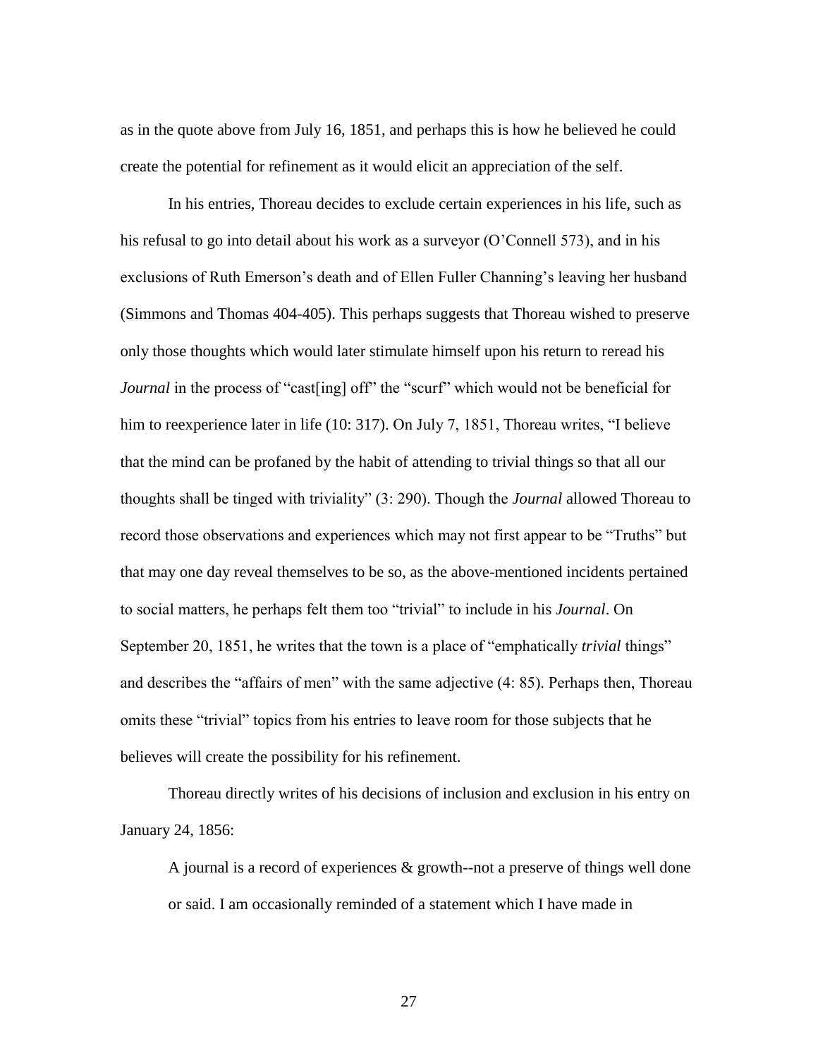as in the quote above from July 16, 1851, and perhaps this is how he believed he could create the potential for refinement as it would elicit an appreciation of the self.

In his entries, Thoreau decides to exclude certain experiences in his life, such as his refusal to go into detail about his work as a surveyor (O'Connell 573), and in his exclusions of Ruth Emerson's death and of Ellen Fuller Channing's leaving her husband (Simmons and Thomas 404-405). This perhaps suggests that Thoreau wished to preserve only those thoughts which would later stimulate himself upon his return to reread his *Journal* in the process of "cast[ing] off" the "scurf" which would not be beneficial for him to reexperience later in life (10: 317). On July 7, 1851, Thoreau writes, "I believe that the mind can be profaned by the habit of attending to trivial things so that all our thoughts shall be tinged with triviality" (3: 290). Though the *Journal* allowed Thoreau to record those observations and experiences which may not first appear to be "Truths" but that may one day reveal themselves to be so, as the above-mentioned incidents pertained to social matters, he perhaps felt them too "trivial" to include in his *Journal*. On September 20, 1851, he writes that the town is a place of "emphatically *trivial* things" and describes the "affairs of men" with the same adjective (4: 85). Perhaps then, Thoreau omits these "trivial" topics from his entries to leave room for those subjects that he believes will create the possibility for his refinement.

Thoreau directly writes of his decisions of inclusion and exclusion in his entry on January 24, 1856:

> A journal is a record of experiences & growth--not a preserve of things well done or said. I am occasionally reminded of a statement which I have made in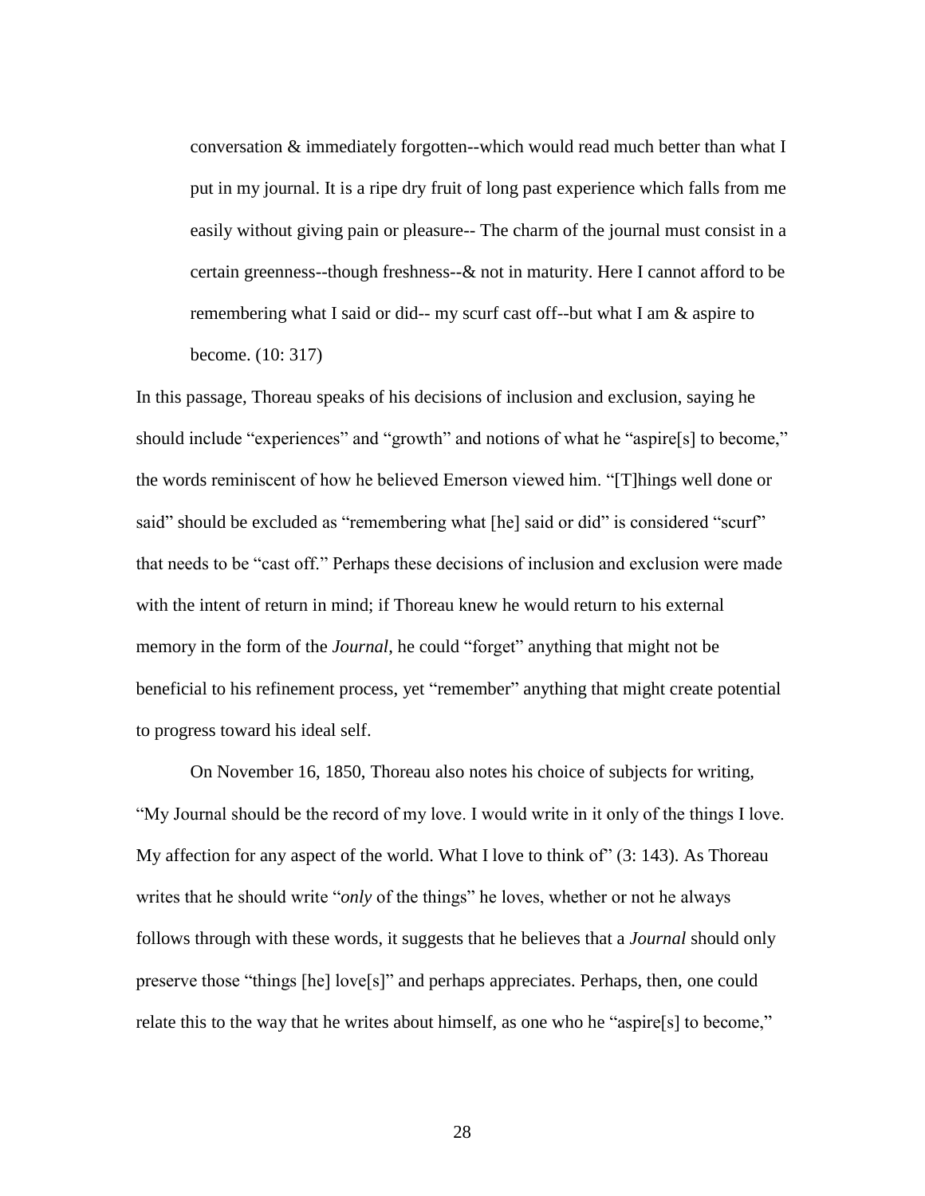> conversation & immediately forgotten--which would read much better than what I put in my journal. It is a ripe dry fruit of long past experience which falls from me easily without giving pain or pleasure-- The charm of the journal must consist in a certain greenness--though freshness--& not in maturity. Here I cannot afford to be remembering what I said or did-- my scurf cast off--but what I am & aspire to become. (10: 317)

In this passage, Thoreau speaks of his decisions of inclusion and exclusion, saying he should include "experiences" and "growth" and notions of what he "aspire[s] to become," the words reminiscent of how he believed Emerson viewed him. "[T]hings well done or said" should be excluded as "remembering what [he] said or did" is considered "scurf" that needs to be "cast off." Perhaps these decisions of inclusion and exclusion were made with the intent of return in mind; if Thoreau knew he would return to his external memory in the form of the *Journal*, he could "forget" anything that might not be beneficial to his refinement process, yet "remember" anything that might create potential to progress toward his ideal self.

On November 16, 1850, Thoreau also notes his choice of subjects for writing, "My Journal should be the record of my love. I would write in it only of the things I love. My affection for any aspect of the world. What I love to think of" (3: 143). As Thoreau writes that he should write "*only* of the things" he loves, whether or not he always follows through with these words, it suggests that he believes that a *Journal* should only preserve those "things [he] love[s]" and perhaps appreciates. Perhaps, then, one could relate this to the way that he writes about himself, as one who he "aspire[s] to become,"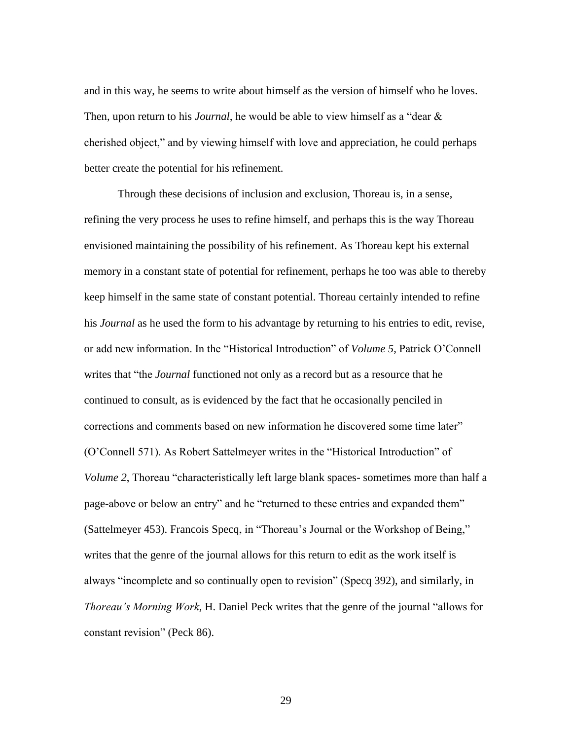and in this way, he seems to write about himself as the version of himself who he loves. Then, upon return to his *Journal*, he would be able to view himself as a "dear & cherished object," and by viewing himself with love and appreciation, he could perhaps better create the potential for his refinement.

Through these decisions of inclusion and exclusion, Thoreau is, in a sense, refining the very process he uses to refine himself, and perhaps this is the way Thoreau envisioned maintaining the possibility of his refinement. As Thoreau kept his external memory in a constant state of potential for refinement, perhaps he too was able to thereby keep himself in the same state of constant potential. Thoreau certainly intended to refine his *Journal* as he used the form to his advantage by returning to his entries to edit, revise, or add new information. In the "Historical Introduction" of *Volume 5*, Patrick O'Connell writes that "the *Journal* functioned not only as a record but as a resource that he continued to consult, as is evidenced by the fact that he occasionally penciled in corrections and comments based on new information he discovered some time later" (O'Connell 571). As Robert Sattelmeyer writes in the "Historical Introduction" of *Volume 2*, Thoreau "characteristically left large blank spaces- sometimes more than half a page-above or below an entry" and he "returned to these entries and expanded them" (Sattelmeyer 453). Francois Specq, in "Thoreau's Journal or the Workshop of Being," writes that the genre of the journal allows for this return to edit as the work itself is always "incomplete and so continually open to revision" (Specq 392), and similarly, in *Thoreau's Morning Work*, H. Daniel Peck writes that the genre of the journal "allows for constant revision" (Peck 86).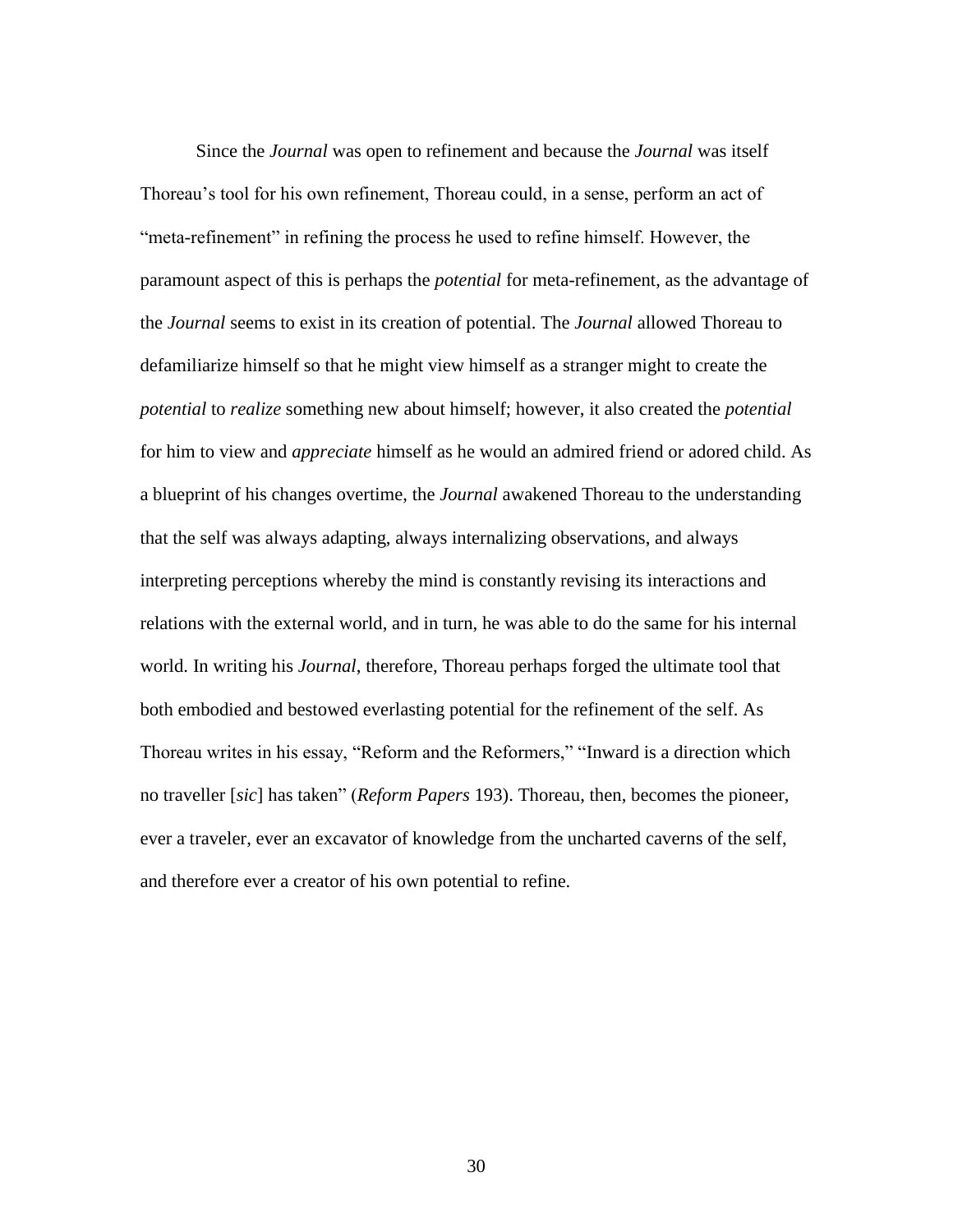Since the *Journal* was open to refinement and because the *Journal* was itself Thoreau's tool for his own refinement, Thoreau could, in a sense, perform an act of "meta-refinement" in refining the process he used to refine himself. However, the paramount aspect of this is perhaps the *potential* for meta-refinement, as the advantage of the *Journal* seems to exist in its creation of potential. The *Journal* allowed Thoreau to defamiliarize himself so that he might view himself as a stranger might to create the *potential* to *realize* something new about himself; however, it also created the *potential* for him to view and *appreciate* himself as he would an admired friend or adored child. As a blueprint of his changes overtime, the *Journal* awakened Thoreau to the understanding that the self was always adapting, always internalizing observations, and always interpreting perceptions whereby the mind is constantly revising its interactions and relations with the external world, and in turn, he was able to do the same for his internal world. In writing his *Journal*, therefore, Thoreau perhaps forged the ultimate tool that both embodied and bestowed everlasting potential for the refinement of the self. As Thoreau writes in his essay, "Reform and the Reformers," "Inward is a direction which no traveller [*sic*] has taken" (*Reform Papers* 193). Thoreau, then, becomes the pioneer, ever a traveler, ever an excavator of knowledge from the uncharted caverns of the self, and therefore ever a creator of his own potential to refine.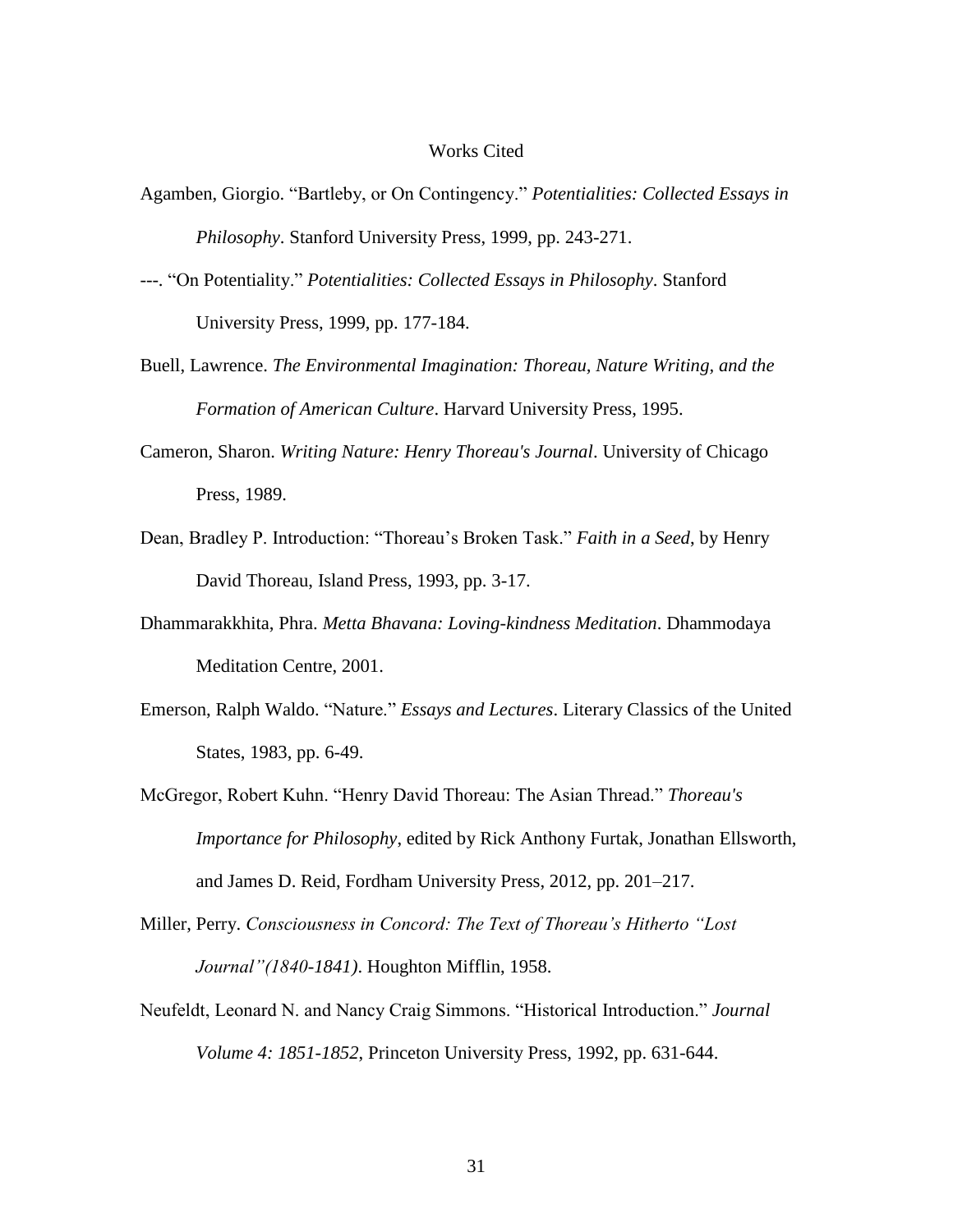# Works Cited

Agamben, Giorgio. "Bartleby, or On Contingency." *Potentialities: Collected Essays in Philosophy*. Stanford University Press, 1999, pp. 243-271.

---. "On Potentiality." *Potentialities: Collected Essays in Philosophy*. Stanford University Press, 1999, pp. 177-184.

Buell, Lawrence. *The Environmental Imagination: Thoreau, Nature Writing, and the Formation of American Culture*. Harvard University Press, 1995.

Cameron, Sharon. *Writing Nature: Henry Thoreau's Journal*. University of Chicago Press, 1989.

Dean, Bradley P. Introduction: "Thoreau's Broken Task." *Faith in a Seed*, by Henry David Thoreau, Island Press, 1993, pp. 3-17.

Dhammarakkhita, Phra. *Metta Bhavana: Loving-kindness Meditation*. Dhammodaya Meditation Centre, 2001.

Emerson, Ralph Waldo. "Nature." *Essays and Lectures*. Literary Classics of the United States, 1983, pp. 6-49.

McGregor, Robert Kuhn. "Henry David Thoreau: The Asian Thread." *Thoreau's Importance for Philosophy*, edited by Rick Anthony Furtak, Jonathan Ellsworth, and James D. Reid, Fordham University Press, 2012, pp. 201–217.

Miller, Perry. *Consciousness in Concord: The Text of Thoreau's Hitherto "Lost Journal"(1840-1841)*. Houghton Mifflin, 1958.

Neufeldt, Leonard N. and Nancy Craig Simmons. "Historical Introduction." *Journal Volume 4: 1851-1852,* Princeton University Press, 1992, pp. 631-644.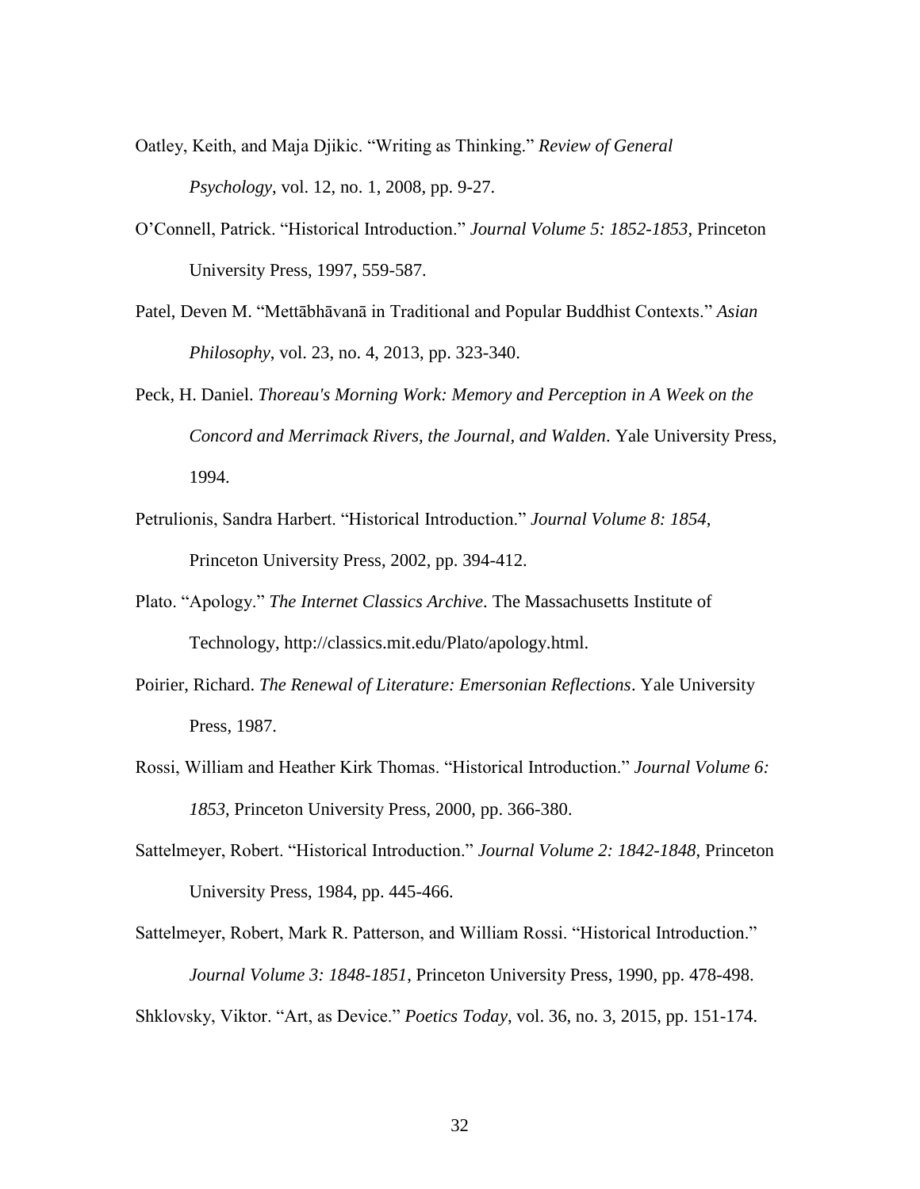Oatley, Keith, and Maja Djikic. "Writing as Thinking." *Review of General Psychology*, vol. 12, no. 1, 2008, pp. 9-27.

O'Connell, Patrick. "Historical Introduction." *Journal Volume 5: 1852-1853*, Princeton University Press, 1997, 559-587.

Patel, Deven M. "Mettābhāvanā in Traditional and Popular Buddhist Contexts." *Asian Philosophy*, vol. 23, no. 4, 2013, pp. 323-340.

Peck, H. Daniel. *Thoreau's Morning Work: Memory and Perception in A Week on the Concord and Merrimack Rivers, the Journal, and Walden*. Yale University Press, 1994.

Petrulionis, Sandra Harbert. "Historical Introduction." *Journal Volume 8: 1854*, Princeton University Press, 2002, pp. 394-412.

Plato. "Apology." *The Internet Classics Archive*. The Massachusetts Institute of Technology, http://classics.mit.edu/Plato/apology.html.

Poirier, Richard. *The Renewal of Literature: Emersonian Reflections*. Yale University Press, 1987.

Rossi, William and Heather Kirk Thomas. "Historical Introduction." *Journal Volume 6: 1853*, Princeton University Press, 2000, pp. 366-380.

Sattelmeyer, Robert. "Historical Introduction." *Journal Volume 2: 1842-1848*, Princeton University Press, 1984, pp. 445-466.

Sattelmeyer, Robert, Mark R. Patterson, and William Rossi. "Historical Introduction." *Journal Volume 3: 1848-1851*, Princeton University Press, 1990, pp. 478-498.

Shklovsky, Viktor. "Art, as Device." *Poetics Today*, vol. 36, no. 3, 2015, pp. 151-174.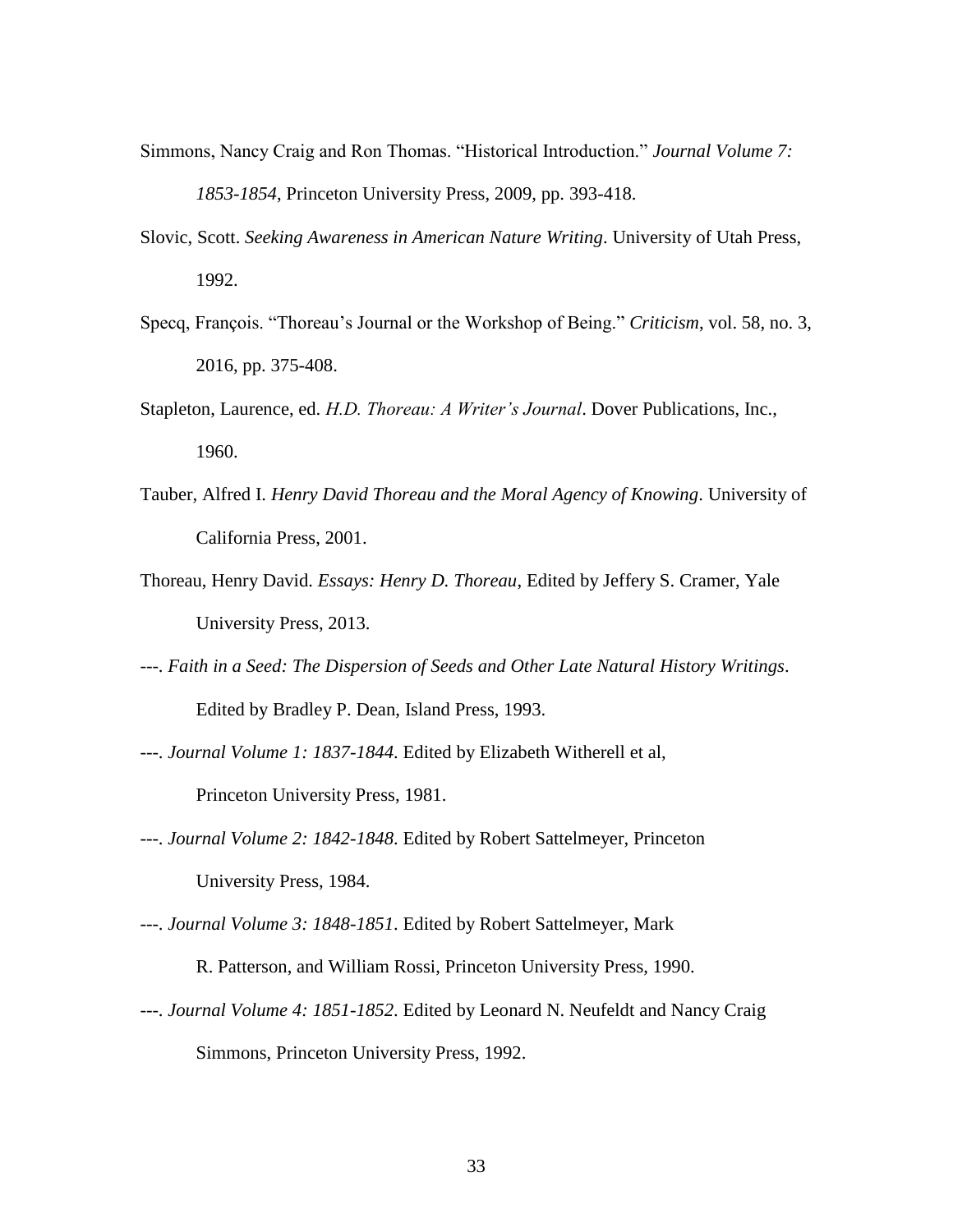Simmons, Nancy Craig and Ron Thomas. "Historical Introduction." *Journal Volume 7: 1853-1854*, Princeton University Press, 2009, pp. 393-418.

Slovic, Scott. *Seeking Awareness in American Nature Writing*. University of Utah Press, 1992.

Specq, François. "Thoreau's Journal or the Workshop of Being." *Criticism*, vol. 58, no. 3, 2016, pp. 375-408.

Stapleton, Laurence, ed. *H.D. Thoreau: A Writer's Journal*. Dover Publications, Inc., 1960.

Tauber, Alfred I. *Henry David Thoreau and the Moral Agency of Knowing*. University of California Press, 2001.

Thoreau, Henry David. *Essays: Henry D. Thoreau*, Edited by Jeffery S. Cramer, Yale University Press, 2013.

---. *Faith in a Seed: The Dispersion of Seeds and Other Late Natural History Writings*. Edited by Bradley P. Dean, Island Press, 1993.

---. *Journal Volume 1: 1837-1844*. Edited by Elizabeth Witherell et al, Princeton University Press, 1981.

---. *Journal Volume 2: 1842-1848*. Edited by Robert Sattelmeyer, Princeton University Press, 1984.

---. *Journal Volume 3: 1848-1851*. Edited by Robert Sattelmeyer, Mark R. Patterson, and William Rossi, Princeton University Press, 1990.

---. *Journal Volume 4: 1851-1852*. Edited by Leonard N. Neufeldt and Nancy Craig Simmons, Princeton University Press, 1992.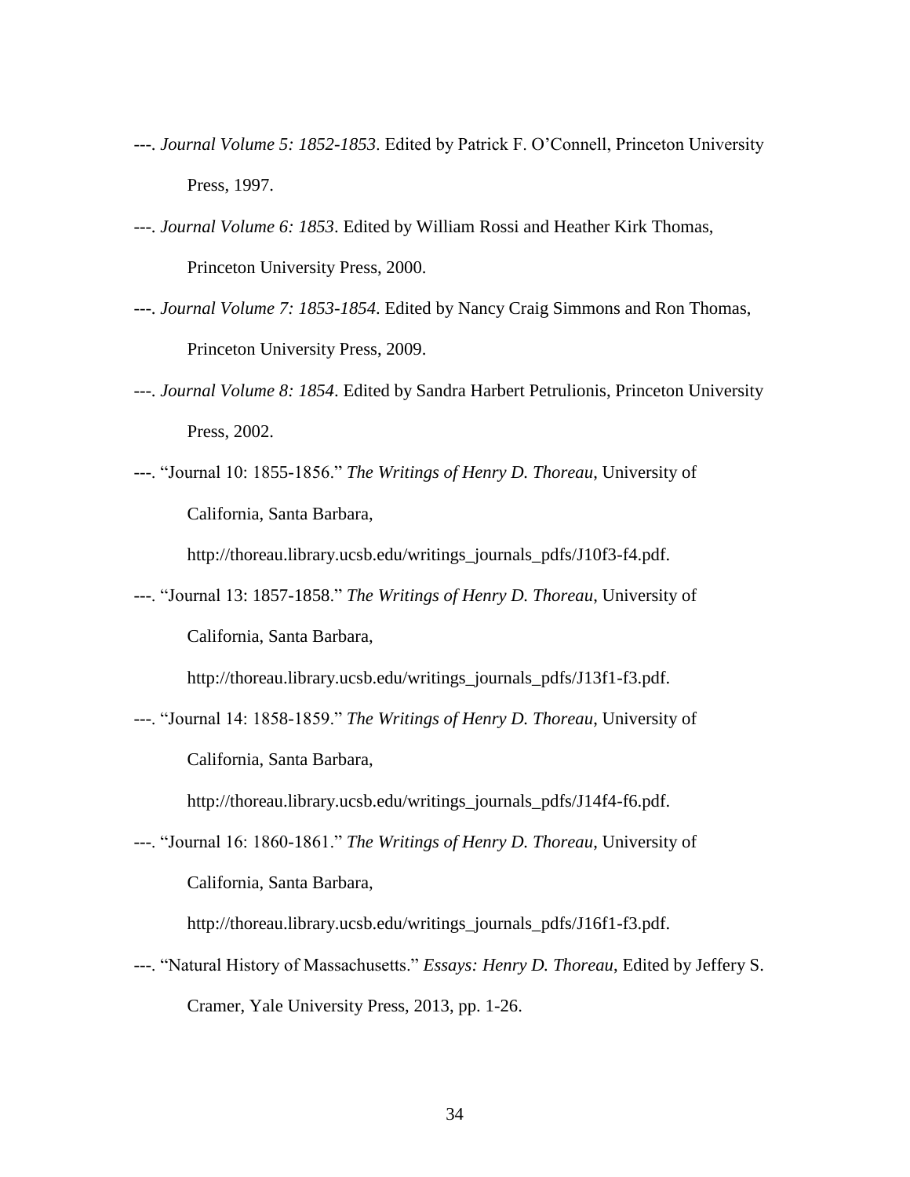---. *Journal Volume 5: 1852-1853*. Edited by Patrick F. O'Connell, Princeton University Press, 1997.

---. *Journal Volume 6: 1853*. Edited by William Rossi and Heather Kirk Thomas, Princeton University Press, 2000.

---. *Journal Volume 7: 1853-1854*. Edited by Nancy Craig Simmons and Ron Thomas, Princeton University Press, 2009.

---. *Journal Volume 8: 1854*. Edited by Sandra Harbert Petrulionis, Princeton University Press, 2002.

---. "Journal 10: 1855-1856." *The Writings of Henry D. Thoreau*, University of California, Santa Barbara, http://thoreau.library.ucsb.edu/writings_journals_pdfs/J10f3-f4.pdf.

---. "Journal 13: 1857-1858." *The Writings of Henry D. Thoreau*, University of California, Santa Barbara, http://thoreau.library.ucsb.edu/writings_journals_pdfs/J13f1-f3.pdf.

---. "Journal 14: 1858-1859." *The Writings of Henry D. Thoreau*, University of California, Santa Barbara, http://thoreau.library.ucsb.edu/writings_journals_pdfs/J14f4-f6.pdf.

---. "Journal 16: 1860-1861." *The Writings of Henry D. Thoreau*, University of California, Santa Barbara, http://thoreau.library.ucsb.edu/writings_journals_pdfs/J16f1-f3.pdf.

---. "Natural History of Massachusetts." *Essays: Henry D. Thoreau*, Edited by Jeffery S. Cramer, Yale University Press, 2013, pp. 1-26.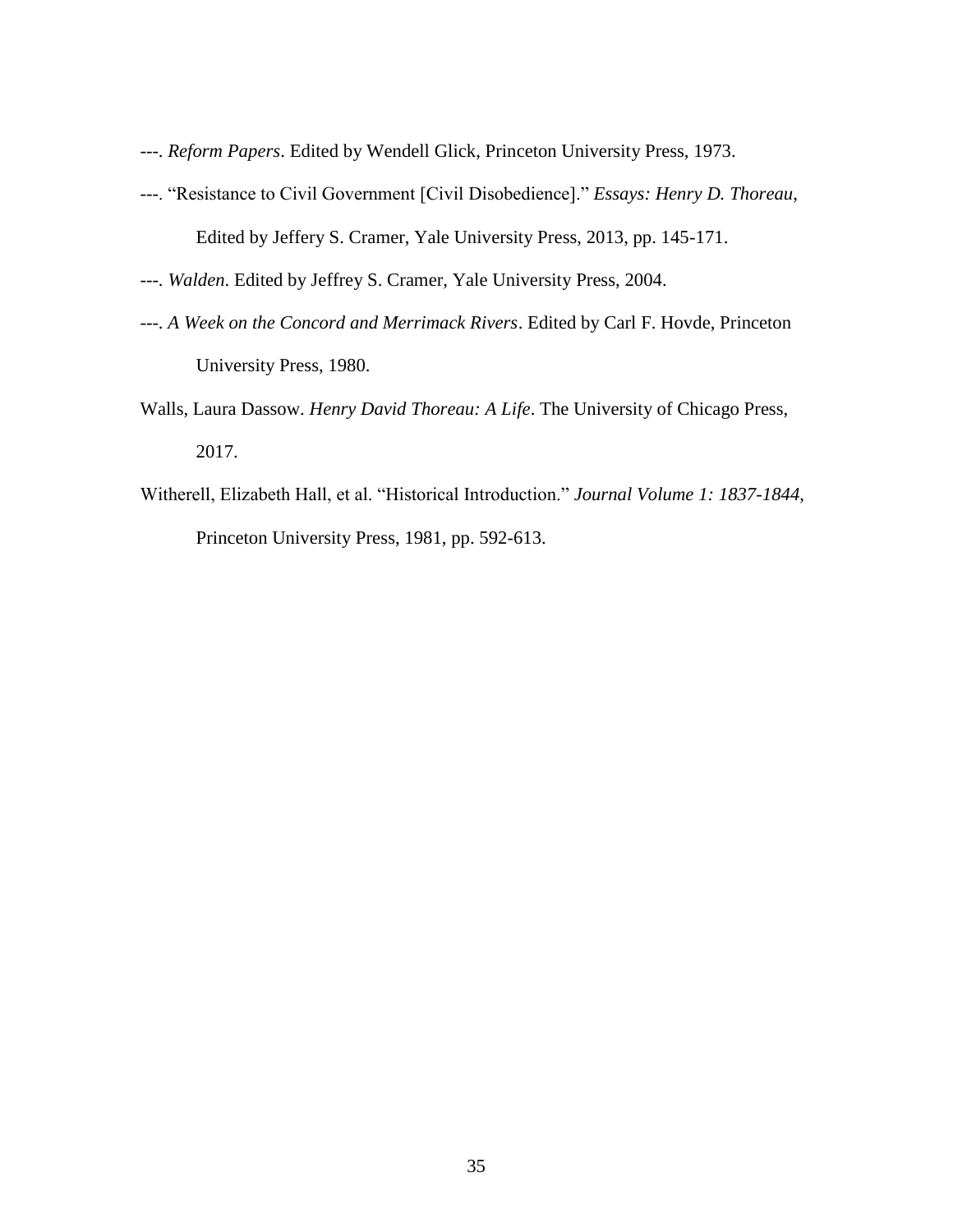---. *Reform Papers*. Edited by Wendell Glick, Princeton University Press, 1973.

---. "Resistance to Civil Government [Civil Disobedience]." *Essays: Henry D. Thoreau*, Edited by Jeffery S. Cramer, Yale University Press, 2013, pp. 145-171.

---. *Walden*. Edited by Jeffrey S. Cramer, Yale University Press, 2004.

---. *A Week on the Concord and Merrimack Rivers*. Edited by Carl F. Hovde, Princeton University Press, 1980.

Walls, Laura Dassow. *Henry David Thoreau: A Life*. The University of Chicago Press, 2017.

Witherell, Elizabeth Hall, et al. "Historical Introduction." *Journal Volume 1: 1837-1844*, Princeton University Press, 1981, pp. 592-613.